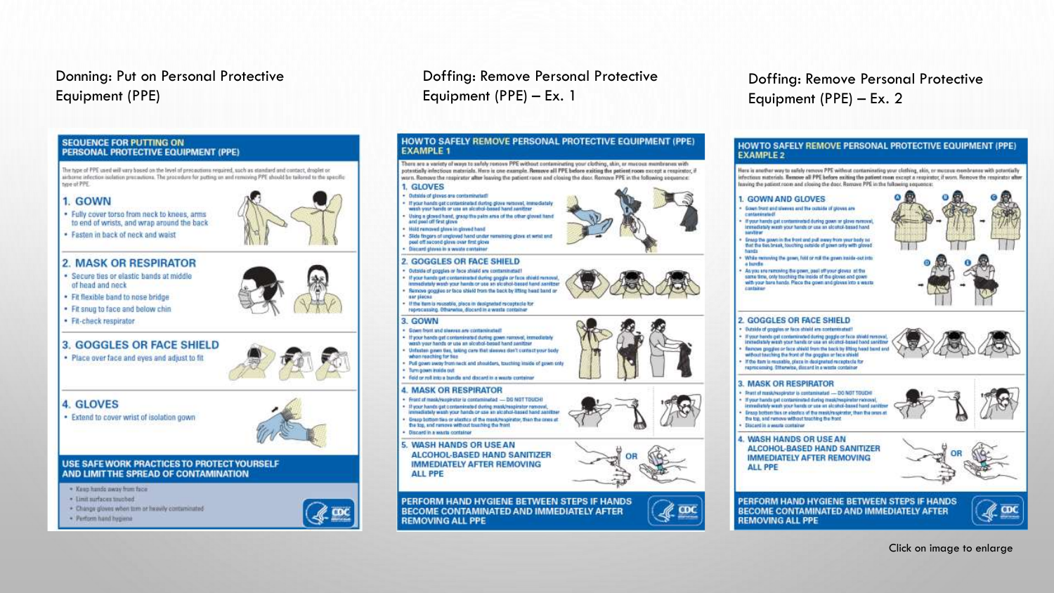Donning: Put on Personal Protective Equipment (PPE)

Doffing: Remove Personal Protective Equipment (PPE) – Ex. 1

Doffing: Remove Personal Protective Equipment (PPE) – Ex. 2

## SEQUENCE FOR PUTTING ON PERSONAL PROTECTIVE EQUIPMENT (PPE)

The type of PPE used will vary based on the level of precautions required, such as standard and contact, droplet or airborne infection isolation precautions. The procedure for putting on and removing PPE should be tailored to the specific type of PPE.

### 1. GOWN

- Fully cover torso from neck to knees, arms to end of wrists, and wrap around the back
- Fasten in back of neck and waist

### 2. MASK OR RESPIRATOR

- Secure ties or elastic bands at middle of head and neck
- Fit flexible band to nose bridge
- Fit snug to face and below chin
- Fit-check respirator

### 3. GOGGLES OR FACE SHIELD

- Place over face and eyes and adjust to fit

### 4. GLOVES

- Extend to cover wrist of isolation gown

### USE SAFE WORK PRACTICES TO PROTECT YOURSELF AND LIMIT THE SPREAD OF CONTAMINATION

- Keep hands away from face
- Limit surfaces touched
- Change gloves when torn or heavily contaminated
- Perform hand hygiene

## HOW TO SAFELY REMOVE PERSONAL PROTECTIVE EQUIPMENT (PPE) EXAMPLE 1

There are a variety of ways to safely remove PPE without contaminating your clothing, skin, or mucous membranes with potentially infectious materials. Here is one example. **Remove all PPE before exiting the patient room** except a respirator, if worn. Remove the respirator **after** leaving the patient room and closing the door. Remove PPE in the following sequence:

### 1. GLOVES

- Outside of gloves are contaminated!
- If your hands get contaminated during glove removal, immediately wash your hands or use an alcohol-based hand sanitizer
- Using a gloved hand, grasp the palm area of the other gloved hand and peel off first glove
- Hold removed glove in gloved hand
- Slide fingers of ungloved hand under remaining glove at wrist and peel off second glove over first glove
- Discard gloves in a waste container

### 2. GOGGLES OR FACE SHIELD

- Outside of goggles or face shield are contaminated!
- If your hands get contaminated during goggle or face shield removal, immediately wash your hands or use an alcohol-based hand sanitizer
- Remove goggles or face shield from the back by lifting head band or ear pieces
- If the item is reusable, place in designated receptacle for reprocessing. Otherwise, discard in a waste container

### 3. GOWN

- Gown front and sleeves are contaminated!
- If your hands get contaminated during gown removal, immediately wash your hands or use an alcohol-based hand sanitizer
- Unfasten gown ties, taking care that sleeves don't contact your body when reaching for ties
- Pull gown away from neck and shoulders, touching inside of gown only
- Turn gown inside out
- Fold or roll into a bundle and discard in a waste container

### 4. MASK OR RESPIRATOR

- Front of mask/respirator is contaminated — DO NOT TOUCH!
- If your hands get contaminated during mask/respirator removal, immediately wash your hands or use an alcohol-based hand sanitizer
- Grasp bottom ties or elastics of the mask/respirator, then the ones at the top, and remove without touching the front
- Discard in a waste container

### 5. WASH HANDS OR USE AN ALCOHOL-BASED HAND SANITIZER IMMEDIATELY AFTER REMOVING ALL PPE

OR

**PERFORM HAND HYGIENE BETWEEN STEPS IF HANDS BECOME CONTAMINATED AND IMMEDIATELY AFTER REMOVING ALL PPE**

## HOW TO SAFELY REMOVE PERSONAL PROTECTIVE EQUIPMENT (PPE) EXAMPLE 2

Here is another way to safely remove PPE without contaminating your clothing, skin, or mucous membranes with potentially infectious materials. **Remove all PPE before exiting the patient room** except a respirator, if worn. Remove the respirator **after** leaving the patient room and closing the door. Remove PPE in the following sequence:

### 1. GOWN AND GLOVES

- Gown front and sleeves and the outside of gloves are contaminated!
- If your hands get contaminated during gown or glove removal, immediately wash your hands or use an alcohol-based hand sanitizer
- Grasp the gown in the front and pull away from your body so that the ties break, touching outside of gown only with gloved hands
- While removing the gown, fold or roll the gown inside-out into a bundle
- As you are removing the gown, peel off your gloves at the same time, only touching the inside of the gloves and gown with your bare hands. Place the gown and gloves into a waste container

### 2. GOGGLES OR FACE SHIELD

- Outside of goggles or face shield are contaminated!
- If your hands get contaminated during goggle or face shield removal, immediately wash your hands or use an alcohol-based hand sanitizer
- Remove goggles or face shield from the back by lifting head band and without touching the front of the goggles or face shield
- If the item is reusable, place in designated receptacle for reprocessing. Otherwise, discard in a waste container

### 3. MASK OR RESPIRATOR

- Front of mask/respirator is contaminated — DO NOT TOUCH!
- If your hands get contaminated during mask/respirator removal, immediately wash your hands or use an alcohol-based hand sanitizer
- Grasp bottom ties or elastics of the mask/respirator, then the ones at the top, and remove without touching the front
- Discard in a waste container

### 4. WASH HANDS OR USE AN ALCOHOL-BASED HAND SANITIZER IMMEDIATELY AFTER REMOVING ALL PPE

OR

**PERFORM HAND HYGIENE BETWEEN STEPS IF HANDS BECOME CONTAMINATED AND IMMEDIATELY AFTER REMOVING ALL PPE**

Click on image to enlarge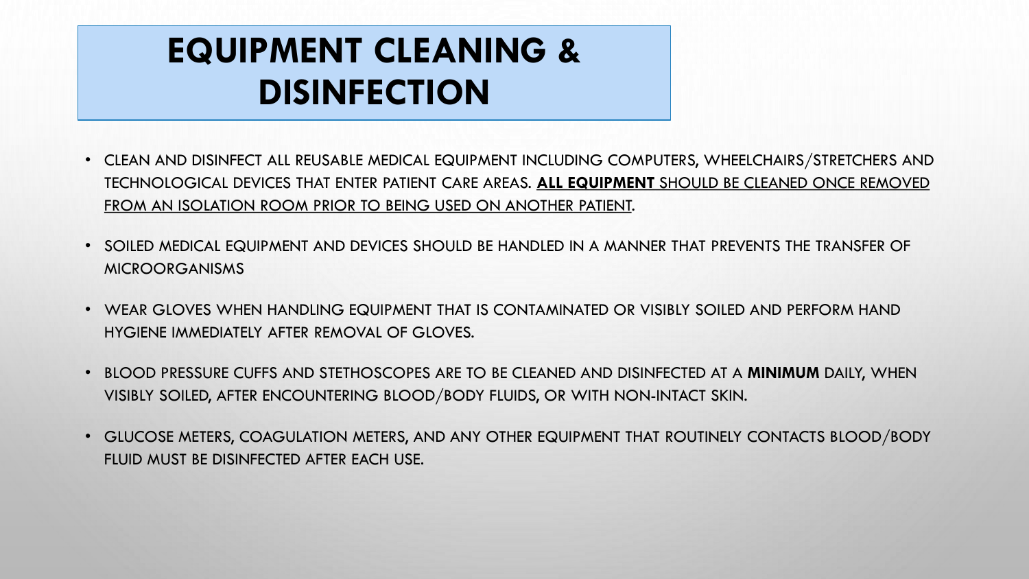# EQUIPMENT CLEANING & DISINFECTION

- CLEAN AND DISINFECT ALL REUSABLE MEDICAL EQUIPMENT INCLUDING COMPUTERS, WHEELCHAIRS/STRETCHERS AND TECHNOLOGICAL DEVICES THAT ENTER PATIENT CARE AREAS. <u>**ALL EQUIPMENT** SHOULD BE CLEANED ONCE REMOVED FROM AN ISOLATION ROOM PRIOR TO BEING USED ON ANOTHER PATIENT</u>.
- SOILED MEDICAL EQUIPMENT AND DEVICES SHOULD BE HANDLED IN A MANNER THAT PREVENTS THE TRANSFER OF MICROORGANISMS
- WEAR GLOVES WHEN HANDLING EQUIPMENT THAT IS CONTAMINATED OR VISIBLY SOILED AND PERFORM HAND HYGIENE IMMEDIATELY AFTER REMOVAL OF GLOVES.
- BLOOD PRESSURE CUFFS AND STETHOSCOPES ARE TO BE CLEANED AND DISINFECTED AT A **MINIMUM** DAILY, WHEN VISIBLY SOILED, AFTER ENCOUNTERING BLOOD/BODY FLUIDS, OR WITH NON-INTACT SKIN.
- GLUCOSE METERS, COAGULATION METERS, AND ANY OTHER EQUIPMENT THAT ROUTINELY CONTACTS BLOOD/BODY FLUID MUST BE DISINFECTED AFTER EACH USE.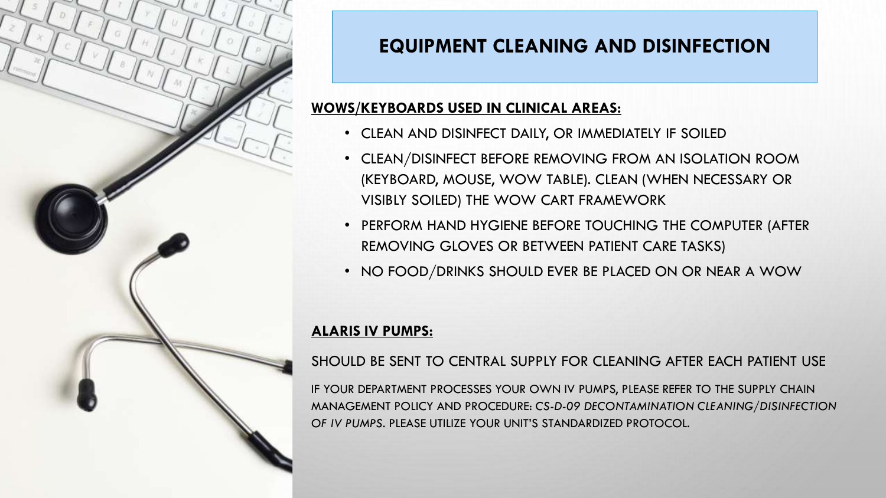# EQUIPMENT CLEANING AND DISINFECTION

**WOWS/KEYBOARDS USED IN CLINICAL AREAS:**

- CLEAN AND DISINFECT DAILY, OR IMMEDIATELY IF SOILED
- CLEAN/DISINFECT BEFORE REMOVING FROM AN ISOLATION ROOM (KEYBOARD, MOUSE, WOW TABLE). CLEAN (WHEN NECESSARY OR VISIBLY SOILED) THE WOW CART FRAMEWORK
- PERFORM HAND HYGIENE BEFORE TOUCHING THE COMPUTER (AFTER REMOVING GLOVES OR BETWEEN PATIENT CARE TASKS)
- NO FOOD/DRINKS SHOULD EVER BE PLACED ON OR NEAR A WOW

**ALARIS IV PUMPS:**

SHOULD BE SENT TO CENTRAL SUPPLY FOR CLEANING AFTER EACH PATIENT USE

IF YOUR DEPARTMENT PROCESSES YOUR OWN IV PUMPS, PLEASE REFER TO THE SUPPLY CHAIN MANAGEMENT POLICY AND PROCEDURE: *CS-D-09 DECONTAMINATION CLEANING/DISINFECTION OF IV PUMPS*. PLEASE UTILIZE YOUR UNIT'S STANDARDIZED PROTOCOL.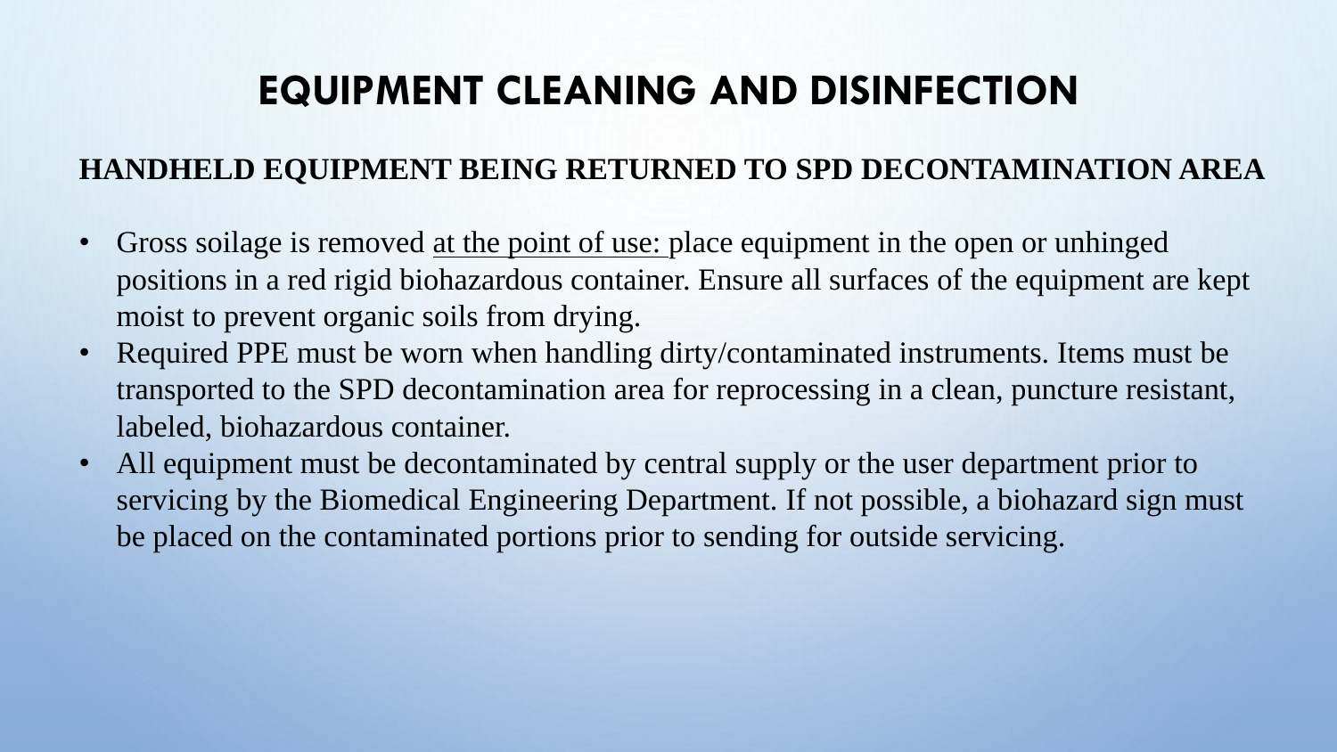# EQUIPMENT CLEANING AND DISINFECTION

## HANDHELD EQUIPMENT BEING RETURNED TO SPD DECONTAMINATION AREA

- Gross soilage is removed <u>at the point of use:</u> place equipment in the open or unhinged positions in a red rigid biohazardous container. Ensure all surfaces of the equipment are kept moist to prevent organic soils from drying.
- Required PPE must be worn when handling dirty/contaminated instruments. Items must be transported to the SPD decontamination area for reprocessing in a clean, puncture resistant, labeled, biohazardous container.
- All equipment must be decontaminated by central supply or the user department prior to servicing by the Biomedical Engineering Department. If not possible, a biohazard sign must be placed on the contaminated portions prior to sending for outside servicing.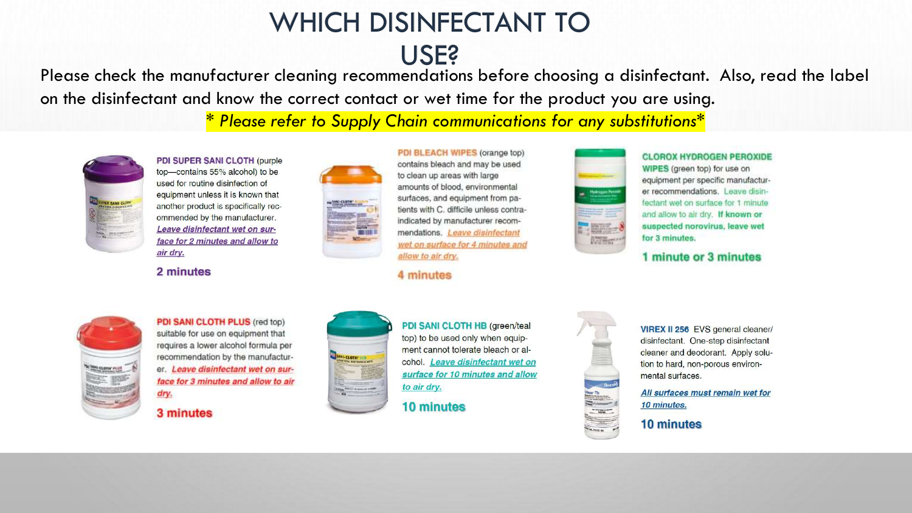# WHICH DISINFECTANT TO USE?

Please check the manufacturer cleaning recommendations before choosing a disinfectant. Also, read the label on the disinfectant and know the correct contact or wet time for the product you are using.

*\* Please refer to Supply Chain communications for any substitutions\**

**PDI SUPER SANI CLOTH** (purple top—contains 55% alcohol) to be used for routine disinfection of equipment unless it is known that another product is specifically recommended by the manufacturer. *Leave disinfectant wet on surface for 2 minutes and allow to air dry.*

**2 minutes**

**PDI BLEACH WIPES** (orange top) contains bleach and may be used to clean up areas with large amounts of blood, environmental surfaces, and equipment from patients with C. difficile unless contraindicated by manufacturer recommendations. *Leave disinfectant wet on surface for 4 minutes and allow to air dry.*

**4 minutes**

**CLOROX HYDROGEN PEROXIDE WIPES** (green top) for use on equipment per specific manufacturer recommendations. Leave disinfectant wet on surface for 1 minute and allow to air dry. **If known or suspected norovirus, leave wet for 3 minutes.**

**1 minute or 3 minutes**

**PDI SANI CLOTH PLUS** (red top) suitable for use on equipment that requires a lower alcohol formula per recommendation by the manufacturer. *Leave disinfectant wet on surface for 3 minutes and allow to air dry.*

**3 minutes**

**PDI SANI CLOTH HB** (green/teal top) to be used only when equipment cannot tolerate bleach or alcohol. *Leave disinfectant wet on surface for 10 minutes and allow to air dry.*

**10 minutes**

**VIREX II 256** EVS general cleaner/ disinfectant. One-step disinfectant cleaner and deodorant. Apply solution to hard, non-porous environmental surfaces.

*All surfaces must remain wet for 10 minutes.*

**10 minutes**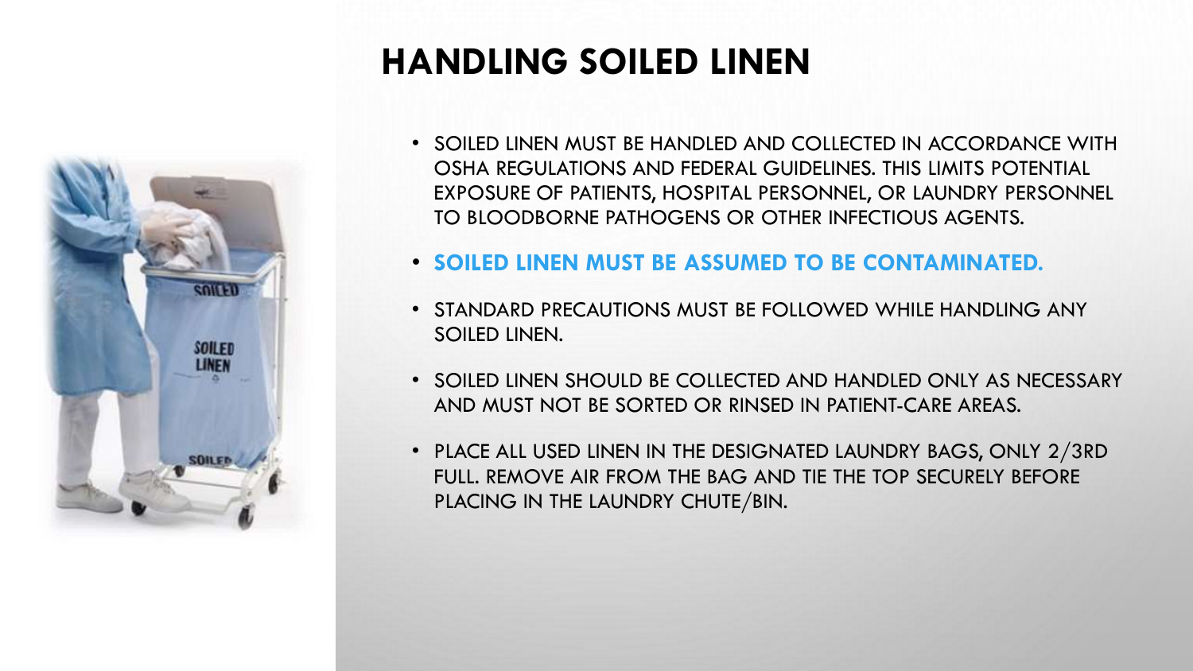# HANDLING SOILED LINEN

- SOILED LINEN MUST BE HANDLED AND COLLECTED IN ACCORDANCE WITH OSHA REGULATIONS AND FEDERAL GUIDELINES. THIS LIMITS POTENTIAL EXPOSURE OF PATIENTS, HOSPITAL PERSONNEL, OR LAUNDRY PERSONNEL TO BLOODBORNE PATHOGENS OR OTHER INFECTIOUS AGENTS.
- **SOILED LINEN MUST BE ASSUMED TO BE CONTAMINATED.**
- STANDARD PRECAUTIONS MUST BE FOLLOWED WHILE HANDLING ANY SOILED LINEN.
- SOILED LINEN SHOULD BE COLLECTED AND HANDLED ONLY AS NECESSARY AND MUST NOT BE SORTED OR RINSED IN PATIENT-CARE AREAS.
- PLACE ALL USED LINEN IN THE DESIGNATED LAUNDRY BAGS, ONLY 2/3RD FULL. REMOVE AIR FROM THE BAG AND TIE THE TOP SECURELY BEFORE PLACING IN THE LAUNDRY CHUTE/BIN.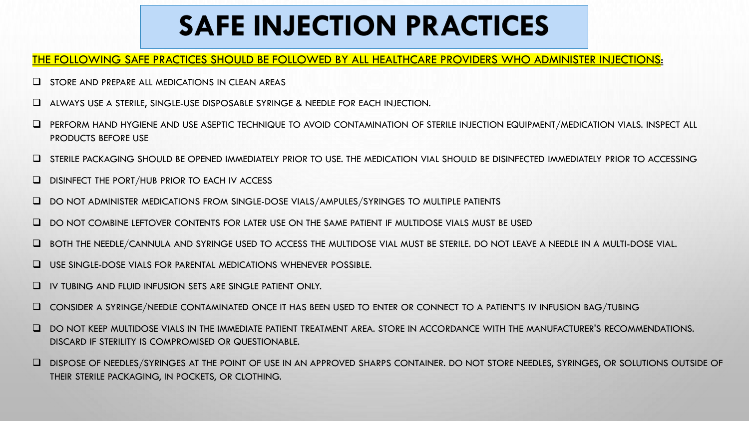# SAFE INJECTION PRACTICES

**THE FOLLOWING SAFE PRACTICES SHOULD BE FOLLOWED BY ALL HEALTHCARE PROVIDERS WHO ADMINISTER INJECTIONS:**

- STORE AND PREPARE ALL MEDICATIONS IN CLEAN AREAS
- ALWAYS USE A STERILE, SINGLE-USE DISPOSABLE SYRINGE & NEEDLE FOR EACH INJECTION.
- PERFORM HAND HYGIENE AND USE ASEPTIC TECHNIQUE TO AVOID CONTAMINATION OF STERILE INJECTION EQUIPMENT/MEDICATION VIALS. INSPECT ALL PRODUCTS BEFORE USE
- STERILE PACKAGING SHOULD BE OPENED IMMEDIATELY PRIOR TO USE. THE MEDICATION VIAL SHOULD BE DISINFECTED IMMEDIATELY PRIOR TO ACCESSING
- DISINFECT THE PORT/HUB PRIOR TO EACH IV ACCESS
- DO NOT ADMINISTER MEDICATIONS FROM SINGLE-DOSE VIALS/AMPULES/SYRINGES TO MULTIPLE PATIENTS
- DO NOT COMBINE LEFTOVER CONTENTS FOR LATER USE ON THE SAME PATIENT IF MULTIDOSE VIALS MUST BE USED
- BOTH THE NEEDLE/CANNULA AND SYRINGE USED TO ACCESS THE MULTIDOSE VIAL MUST BE STERILE. DO NOT LEAVE A NEEDLE IN A MULTI-DOSE VIAL.
- USE SINGLE-DOSE VIALS FOR PARENTAL MEDICATIONS WHENEVER POSSIBLE.
- IV TUBING AND FLUID INFUSION SETS ARE SINGLE PATIENT ONLY.
- CONSIDER A SYRINGE/NEEDLE CONTAMINATED ONCE IT HAS BEEN USED TO ENTER OR CONNECT TO A PATIENT'S IV INFUSION BAG/TUBING
- DO NOT KEEP MULTIDOSE VIALS IN THE IMMEDIATE PATIENT TREATMENT AREA. STORE IN ACCORDANCE WITH THE MANUFACTURER'S RECOMMENDATIONS. DISCARD IF STERILITY IS COMPROMISED OR QUESTIONABLE.
- DISPOSE OF NEEDLES/SYRINGES AT THE POINT OF USE IN AN APPROVED SHARPS CONTAINER. DO NOT STORE NEEDLES, SYRINGES, OR SOLUTIONS OUTSIDE OF THEIR STERILE PACKAGING, IN POCKETS, OR CLOTHING.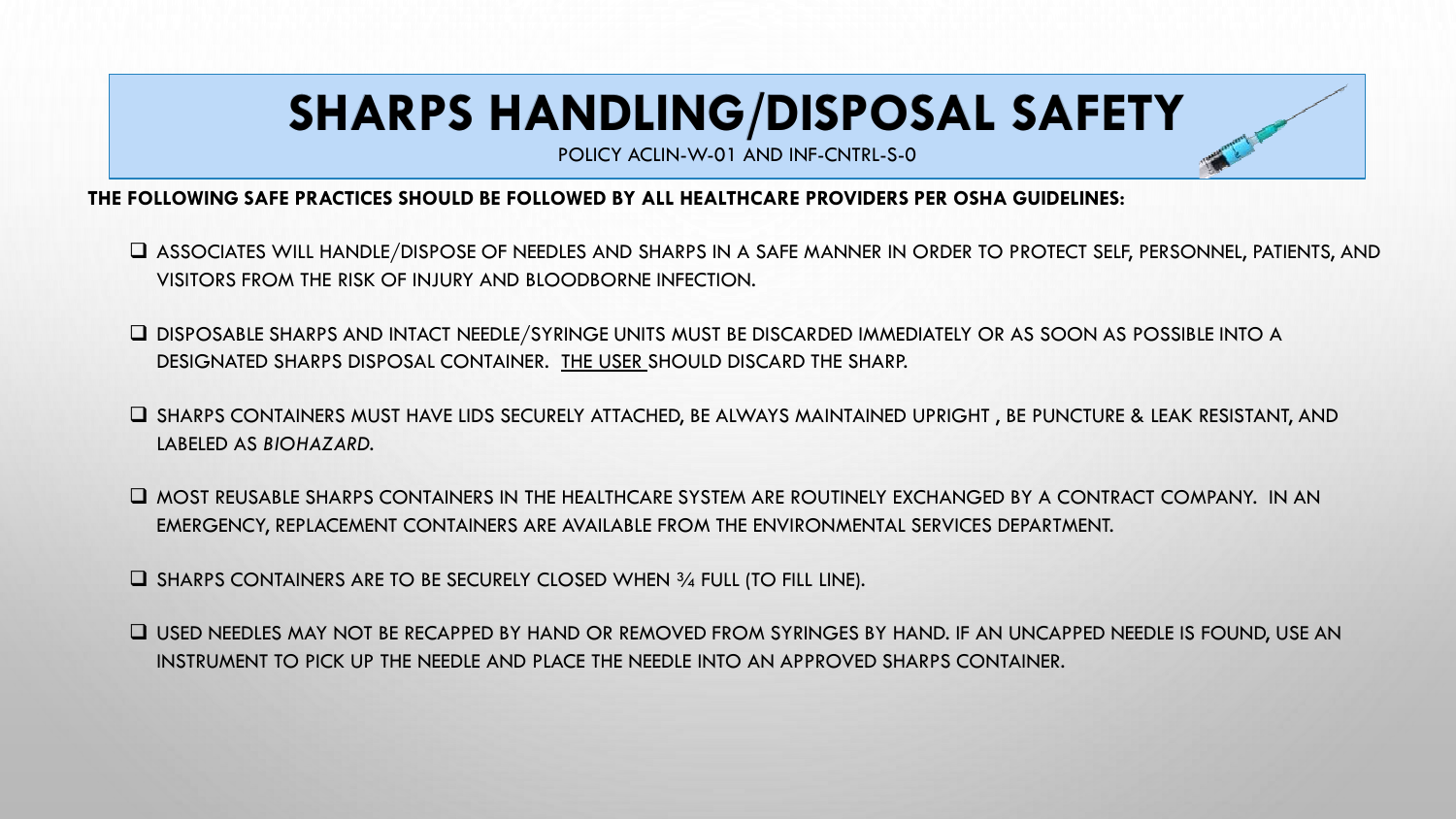# SHARPS HANDLING/DISPOSAL SAFETY

POLICY ACLIN-W-01 AND INF-CNTRL-S-0

**THE FOLLOWING SAFE PRACTICES SHOULD BE FOLLOWED BY ALL HEALTHCARE PROVIDERS PER OSHA GUIDELINES:**

- ASSOCIATES WILL HANDLE/DISPOSE OF NEEDLES AND SHARPS IN A SAFE MANNER IN ORDER TO PROTECT SELF, PERSONNEL, PATIENTS, AND VISITORS FROM THE RISK OF INJURY AND BLOODBORNE INFECTION.
- DISPOSABLE SHARPS AND INTACT NEEDLE/SYRINGE UNITS MUST BE DISCARDED IMMEDIATELY OR AS SOON AS POSSIBLE INTO A DESIGNATED SHARPS DISPOSAL CONTAINER. <u>THE USER</u> SHOULD DISCARD THE SHARP.
- SHARPS CONTAINERS MUST HAVE LIDS SECURELY ATTACHED, BE ALWAYS MAINTAINED UPRIGHT , BE PUNCTURE & LEAK RESISTANT, AND LABELED AS *BIOHAZARD.*
- MOST REUSABLE SHARPS CONTAINERS IN THE HEALTHCARE SYSTEM ARE ROUTINELY EXCHANGED BY A CONTRACT COMPANY. IN AN EMERGENCY, REPLACEMENT CONTAINERS ARE AVAILABLE FROM THE ENVIRONMENTAL SERVICES DEPARTMENT.
- SHARPS CONTAINERS ARE TO BE SECURELY CLOSED WHEN ¾ FULL (TO FILL LINE).
- USED NEEDLES MAY NOT BE RECAPPED BY HAND OR REMOVED FROM SYRINGES BY HAND. IF AN UNCAPPED NEEDLE IS FOUND, USE AN INSTRUMENT TO PICK UP THE NEEDLE AND PLACE THE NEEDLE INTO AN APPROVED SHARPS CONTAINER.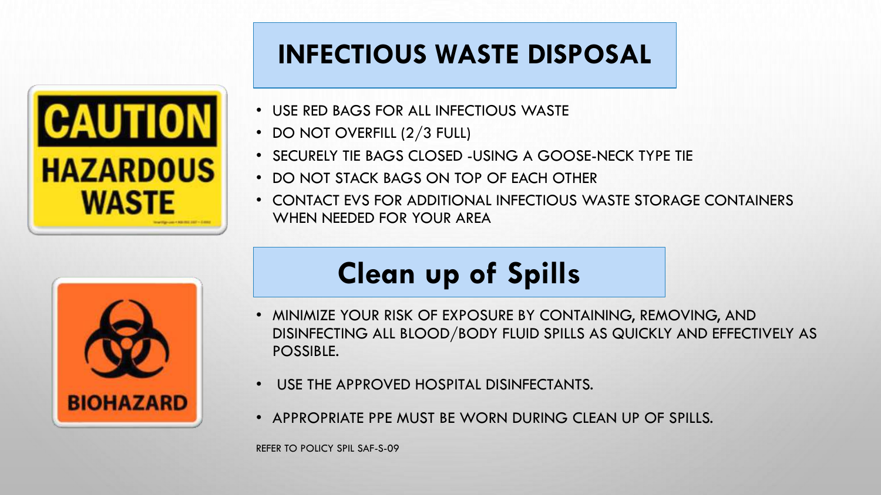# INFECTIOUS WASTE DISPOSAL

- USE RED BAGS FOR ALL INFECTIOUS WASTE
- DO NOT OVERFILL (2/3 FULL)
- SECURELY TIE BAGS CLOSED -USING A GOOSE-NECK TYPE TIE
- DO NOT STACK BAGS ON TOP OF EACH OTHER
- CONTACT EVS FOR ADDITIONAL INFECTIOUS WASTE STORAGE CONTAINERS WHEN NEEDED FOR YOUR AREA

# Clean up of Spills

- MINIMIZE YOUR RISK OF EXPOSURE BY CONTAINING, REMOVING, AND DISINFECTING ALL BLOOD/BODY FLUID SPILLS AS QUICKLY AND EFFECTIVELY AS POSSIBLE.
- USE THE APPROVED HOSPITAL DISINFECTANTS.
- APPROPRIATE PPE MUST BE WORN DURING CLEAN UP OF SPILLS.

REFER TO POLICY SPIL SAF-S-09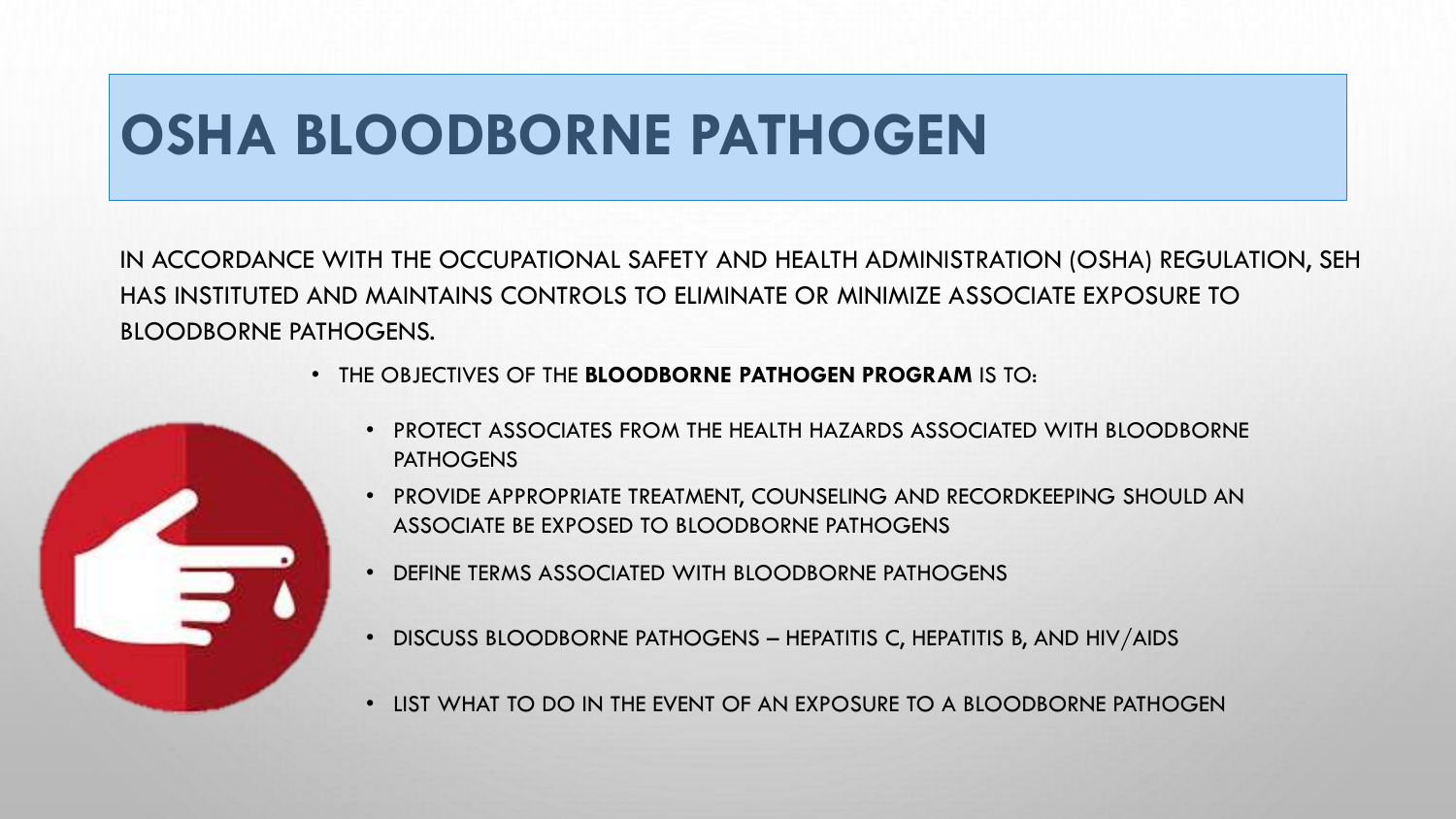# OSHA BLOODBORNE PATHOGEN

IN ACCORDANCE WITH THE OCCUPATIONAL SAFETY AND HEALTH ADMINISTRATION (OSHA) REGULATION, SEH HAS INSTITUTED AND MAINTAINS CONTROLS TO ELIMINATE OR MINIMIZE ASSOCIATE EXPOSURE TO BLOODBORNE PATHOGENS.

- THE OBJECTIVES OF THE **BLOODBORNE PATHOGEN PROGRAM** IS TO:
  - PROTECT ASSOCIATES FROM THE HEALTH HAZARDS ASSOCIATED WITH BLOODBORNE PATHOGENS
  - PROVIDE APPROPRIATE TREATMENT, COUNSELING AND RECORDKEEPING SHOULD AN ASSOCIATE BE EXPOSED TO BLOODBORNE PATHOGENS
  - DEFINE TERMS ASSOCIATED WITH BLOODBORNE PATHOGENS
  - DISCUSS BLOODBORNE PATHOGENS – HEPATITIS C, HEPATITIS B, AND HIV/AIDS
  - LIST WHAT TO DO IN THE EVENT OF AN EXPOSURE TO A BLOODBORNE PATHOGEN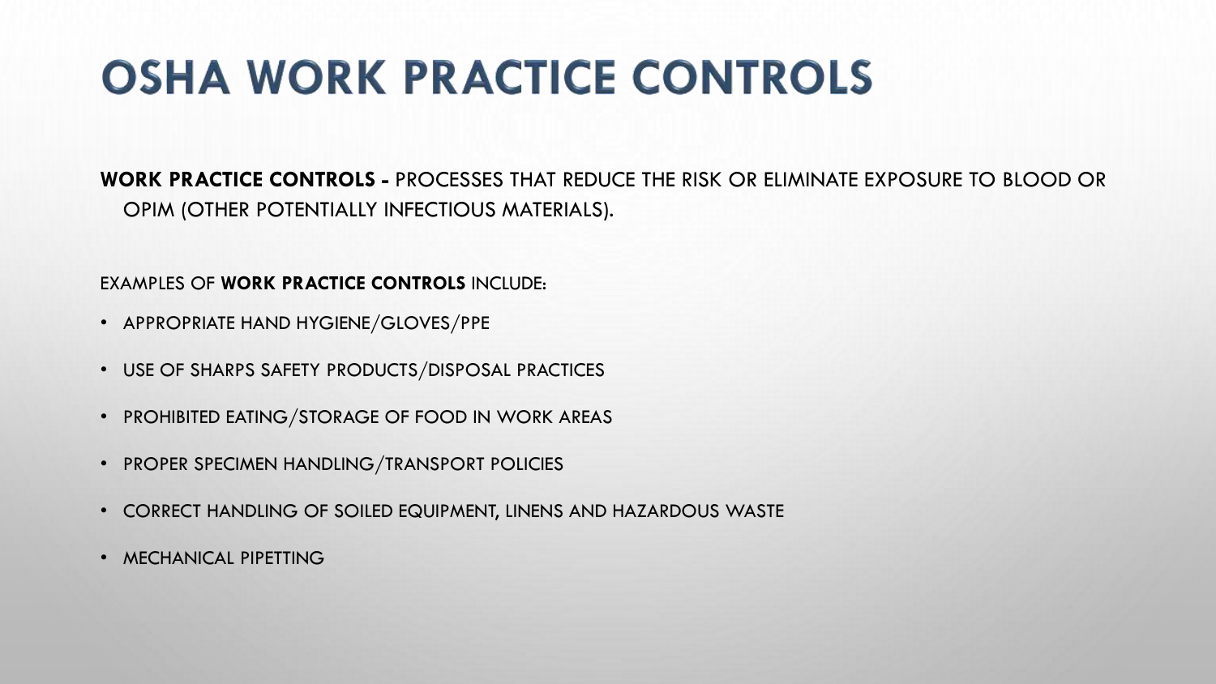# OSHA WORK PRACTICE CONTROLS

**WORK PRACTICE CONTROLS -** PROCESSES THAT REDUCE THE RISK OR ELIMINATE EXPOSURE TO BLOOD OR OPIM (OTHER POTENTIALLY INFECTIOUS MATERIALS).

EXAMPLES OF **WORK PRACTICE CONTROLS** INCLUDE:

- APPROPRIATE HAND HYGIENE/GLOVES/PPE
- USE OF SHARPS SAFETY PRODUCTS/DISPOSAL PRACTICES
- PROHIBITED EATING/STORAGE OF FOOD IN WORK AREAS
- PROPER SPECIMEN HANDLING/TRANSPORT POLICIES
- CORRECT HANDLING OF SOILED EQUIPMENT, LINENS AND HAZARDOUS WASTE
- MECHANICAL PIPETTING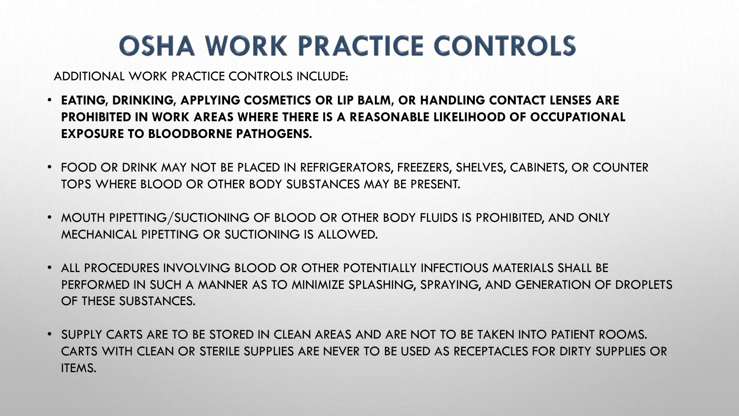# OSHA WORK PRACTICE CONTROLS

ADDITIONAL WORK PRACTICE CONTROLS INCLUDE:

- **EATING, DRINKING, APPLYING COSMETICS OR LIP BALM, OR HANDLING CONTACT LENSES ARE PROHIBITED IN WORK AREAS WHERE THERE IS A REASONABLE LIKELIHOOD OF OCCUPATIONAL EXPOSURE TO BLOODBORNE PATHOGENS.**
- FOOD OR DRINK MAY NOT BE PLACED IN REFRIGERATORS, FREEZERS, SHELVES, CABINETS, OR COUNTER TOPS WHERE BLOOD OR OTHER BODY SUBSTANCES MAY BE PRESENT.
- MOUTH PIPETTING/SUCTIONING OF BLOOD OR OTHER BODY FLUIDS IS PROHIBITED, AND ONLY MECHANICAL PIPETTING OR SUCTIONING IS ALLOWED.
- ALL PROCEDURES INVOLVING BLOOD OR OTHER POTENTIALLY INFECTIOUS MATERIALS SHALL BE PERFORMED IN SUCH A MANNER AS TO MINIMIZE SPLASHING, SPRAYING, AND GENERATION OF DROPLETS OF THESE SUBSTANCES.
- SUPPLY CARTS ARE TO BE STORED IN CLEAN AREAS AND ARE NOT TO BE TAKEN INTO PATIENT ROOMS. CARTS WITH CLEAN OR STERILE SUPPLIES ARE NEVER TO BE USED AS RECEPTACLES FOR DIRTY SUPPLIES OR ITEMS.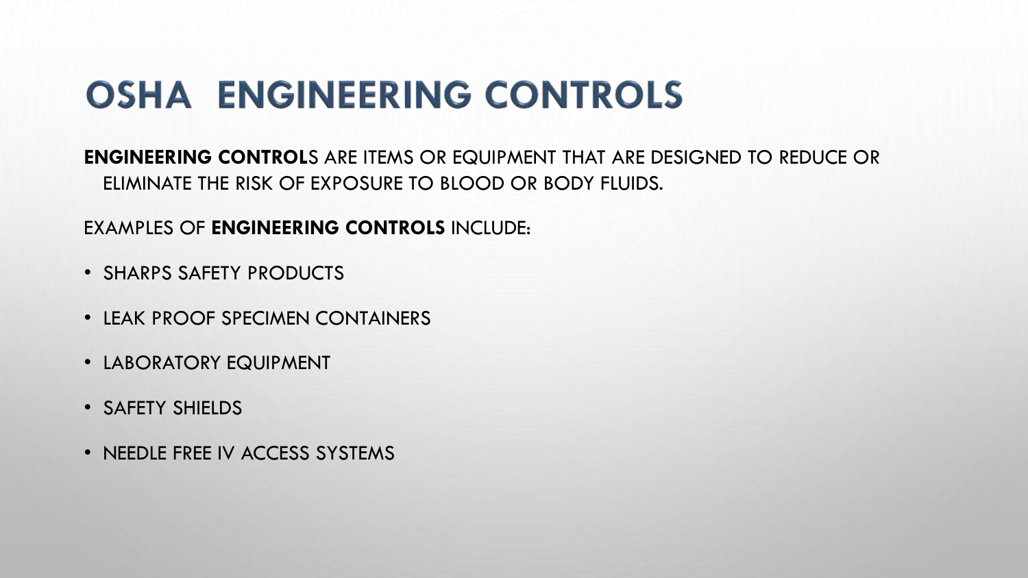# OSHA ENGINEERING CONTROLS

**ENGINEERING CONTROL**S ARE ITEMS OR EQUIPMENT THAT ARE DESIGNED TO REDUCE OR ELIMINATE THE RISK OF EXPOSURE TO BLOOD OR BODY FLUIDS.

EXAMPLES OF **ENGINEERING CONTROLS** INCLUDE:

- SHARPS SAFETY PRODUCTS
- LEAK PROOF SPECIMEN CONTAINERS
- LABORATORY EQUIPMENT
- SAFETY SHIELDS
- NEEDLE FREE IV ACCESS SYSTEMS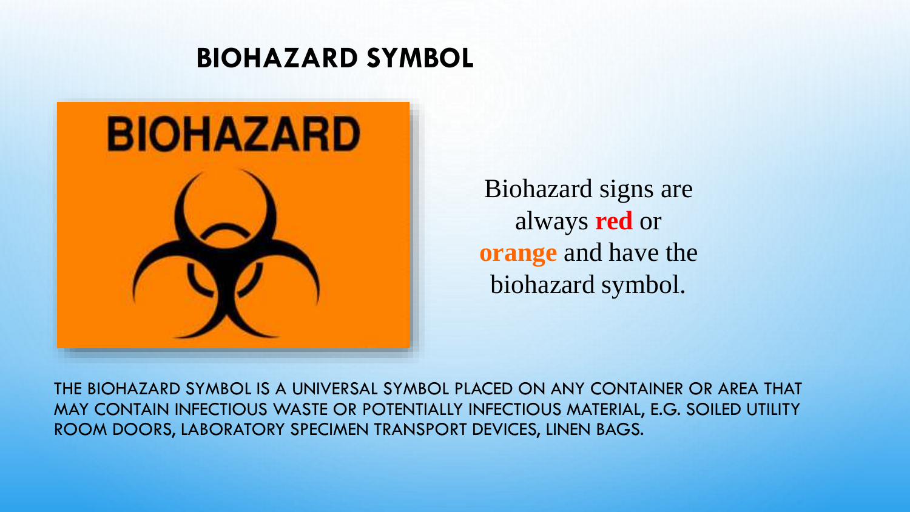# BIOHAZARD SYMBOL

BIOHAZARD

Biohazard signs are always **red** or **orange** and have the biohazard symbol.

THE BIOHAZARD SYMBOL IS A UNIVERSAL SYMBOL PLACED ON ANY CONTAINER OR AREA THAT MAY CONTAIN INFECTIOUS WASTE OR POTENTIALLY INFECTIOUS MATERIAL, E.G. SOILED UTILITY ROOM DOORS, LABORATORY SPECIMEN TRANSPORT DEVICES, LINEN BAGS.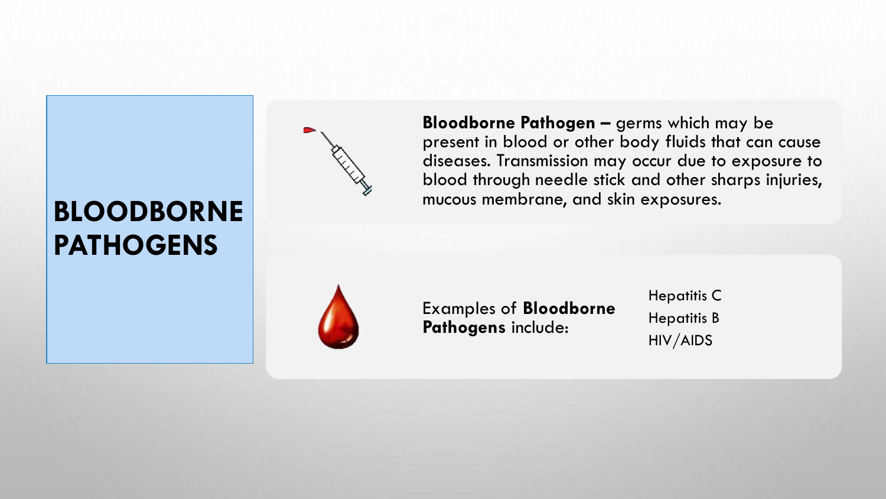# BLOODBORNE PATHOGENS

**Bloodborne Pathogen –** germs which may be present in blood or other body fluids that can cause diseases. Transmission may occur due to exposure to blood through needle stick and other sharps injuries, mucous membrane, and skin exposures.

Examples of **Bloodborne Pathogens** include:

- Hepatitis C
- Hepatitis B
- HIV/AIDS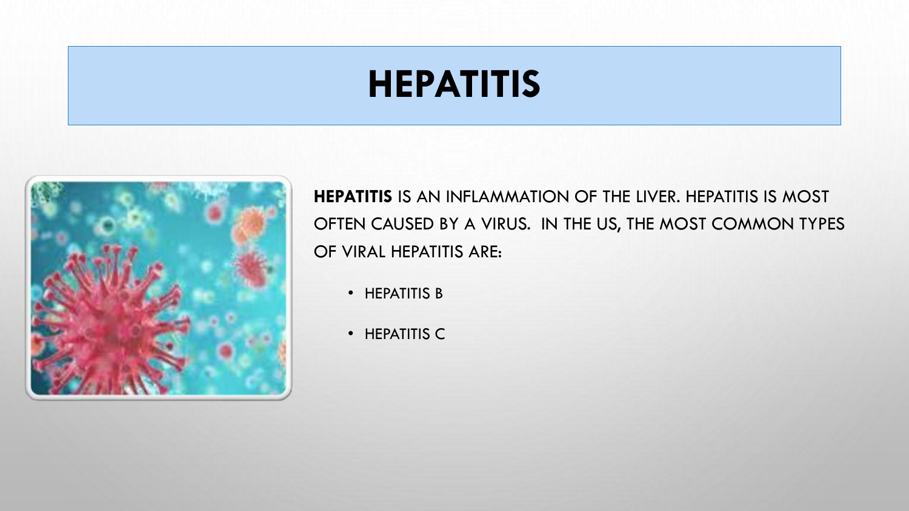# HEPATITIS

**HEPATITIS** IS AN INFLAMMATION OF THE LIVER. HEPATITIS IS MOST OFTEN CAUSED BY A VIRUS. IN THE US, THE MOST COMMON TYPES OF VIRAL HEPATITIS ARE:

- HEPATITIS B
- HEPATITIS C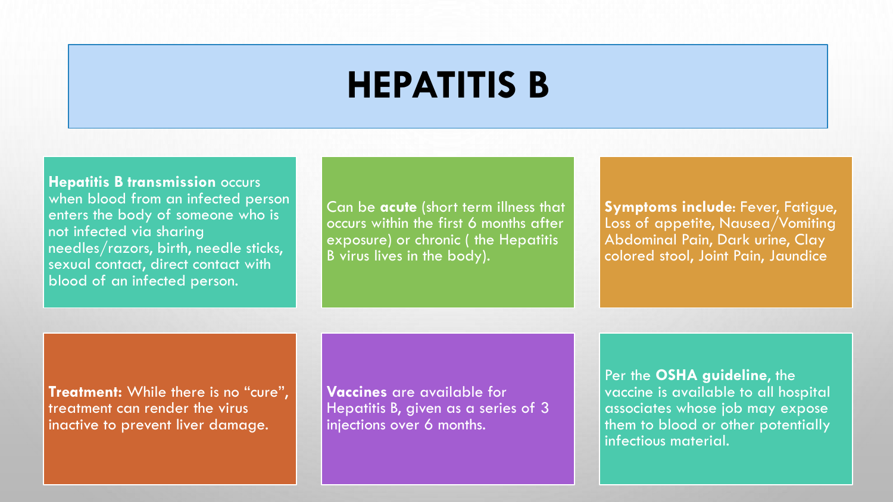# HEPATITIS B

**Hepatitis B transmission** occurs when blood from an infected person enters the body of someone who is not infected via sharing needles/razors, birth, needle sticks, sexual contact, direct contact with blood of an infected person.

Can be **acute** (short term illness that occurs within the first 6 months after exposure) or chronic ( the Hepatitis B virus lives in the body).

**Symptoms include**: Fever, Fatigue, Loss of appetite, Nausea/Vomiting Abdominal Pain, Dark urine, Clay colored stool, Joint Pain, Jaundice

**Treatment:** While there is no "cure", treatment can render the virus inactive to prevent liver damage.

**Vaccines** are available for Hepatitis B, given as a series of 3 injections over 6 months.

Per the **OSHA guideline**, the vaccine is available to all hospital associates whose job may expose them to blood or other potentially infectious material.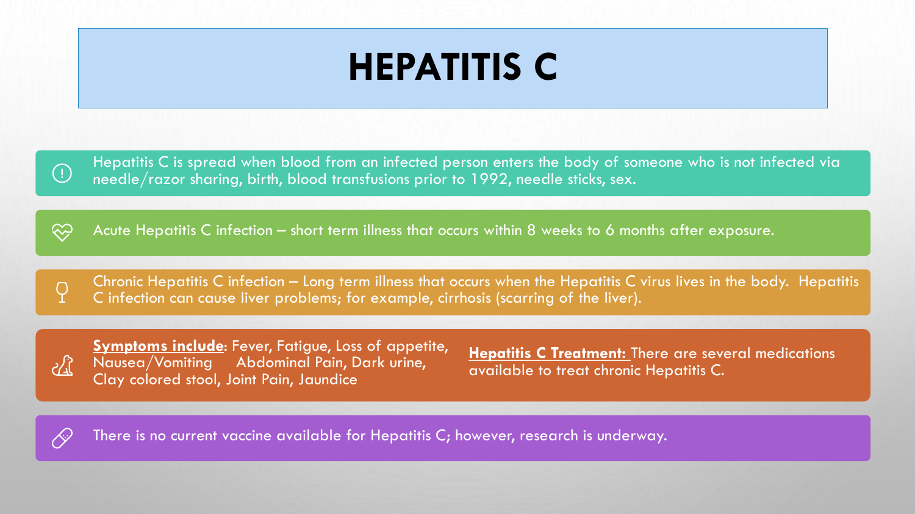# HEPATITIS C

Hepatitis C is spread when blood from an infected person enters the body of someone who is not infected via needle/razor sharing, birth, blood transfusions prior to 1992, needle sticks, sex.

Acute Hepatitis C infection – short term illness that occurs within 8 weeks to 6 months after exposure.

Chronic Hepatitis C infection – Long term illness that occurs when the Hepatitis C virus lives in the body. Hepatitis C infection can cause liver problems; for example, cirrhosis (scarring of the liver).

**Symptoms include**: Fever, Fatigue, Loss of appetite, Nausea/Vomiting Abdominal Pain, Dark urine, Clay colored stool, Joint Pain, Jaundice

**Hepatitis C Treatment:** There are several medications available to treat chronic Hepatitis C.

There is no current vaccine available for Hepatitis C; however, research is underway.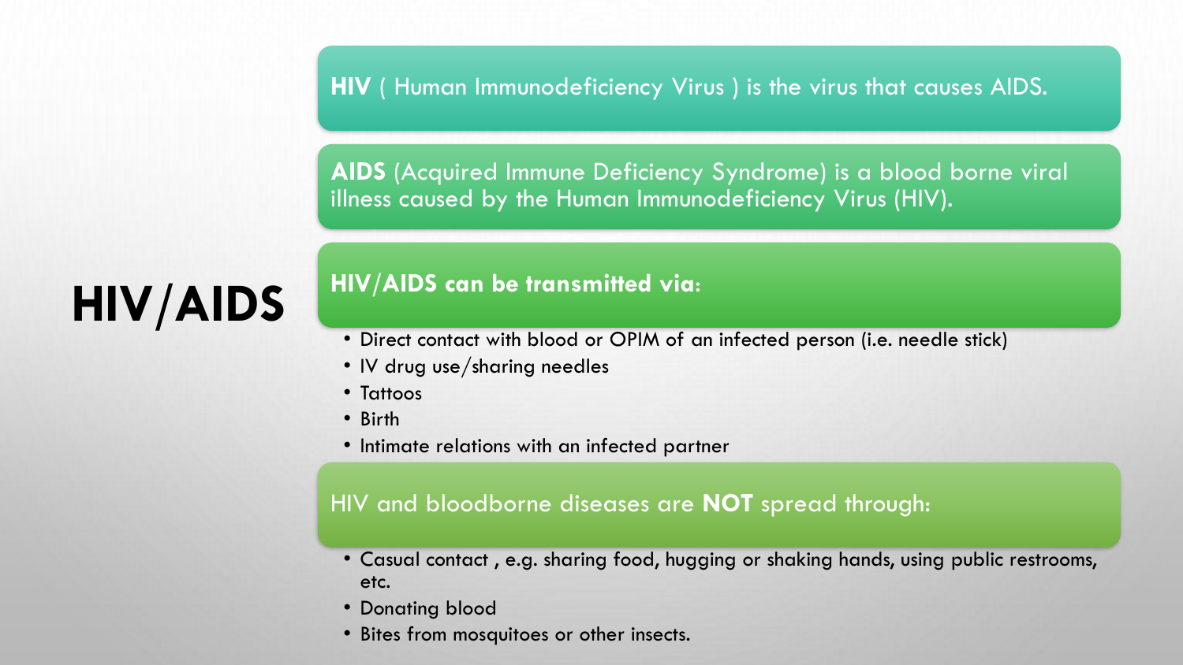# HIV/AIDS

**HIV** ( Human Immunodeficiency Virus ) is the virus that causes AIDS.

**AIDS** (Acquired Immune Deficiency Syndrome) is a blood borne viral illness caused by the Human Immunodeficiency Virus (HIV).

**HIV/AIDS can be transmitted via:**

- Direct contact with blood or OPIM of an infected person (i.e. needle stick)
- IV drug use/sharing needles
- Tattoos
- Birth
- Intimate relations with an infected partner

HIV and bloodborne diseases are **NOT** spread through:

- Casual contact , e.g. sharing food, hugging or shaking hands, using public restrooms, etc.
- Donating blood
- Bites from mosquitoes or other insects.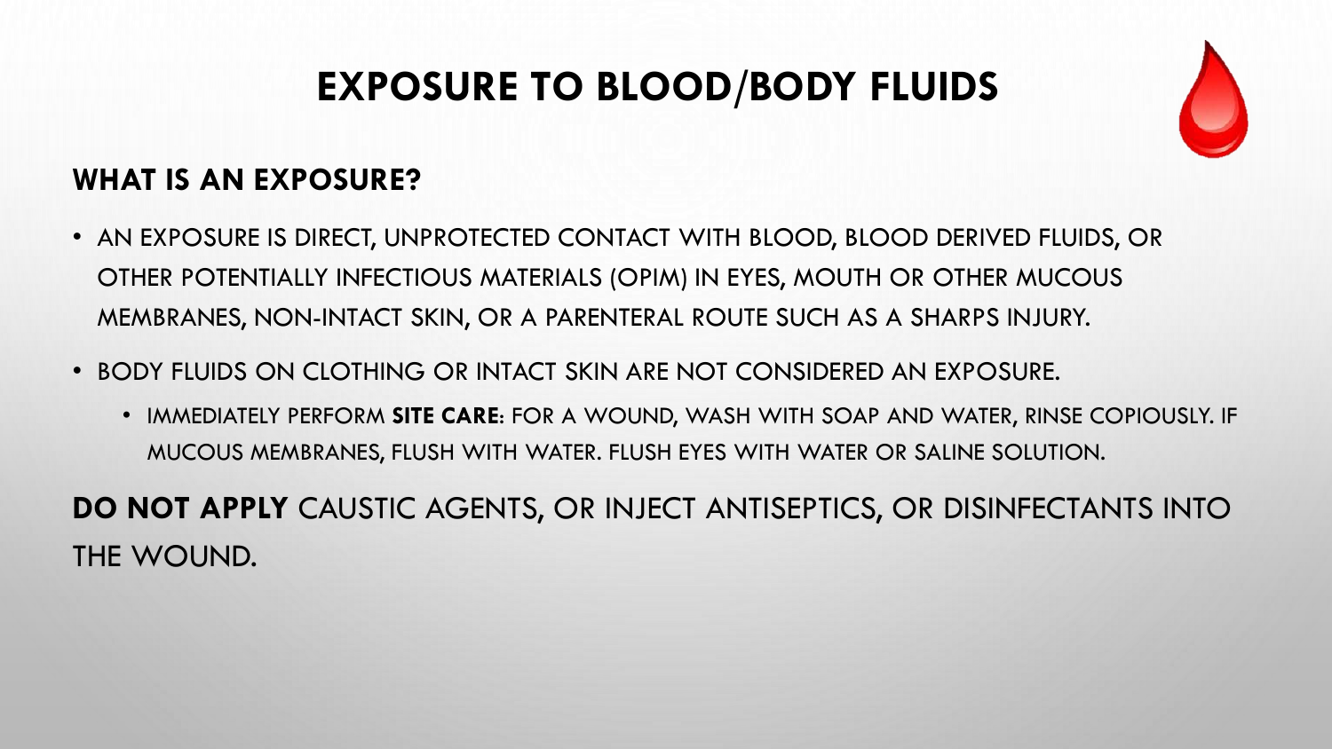# EXPOSURE TO BLOOD/BODY FLUIDS

## WHAT IS AN EXPOSURE?

- AN EXPOSURE IS DIRECT, UNPROTECTED CONTACT WITH BLOOD, BLOOD DERIVED FLUIDS, OR OTHER POTENTIALLY INFECTIOUS MATERIALS (OPIM) IN EYES, MOUTH OR OTHER MUCOUS MEMBRANES, NON-INTACT SKIN, OR A PARENTERAL ROUTE SUCH AS A SHARPS INJURY.
- BODY FLUIDS ON CLOTHING OR INTACT SKIN ARE NOT CONSIDERED AN EXPOSURE.
  - IMMEDIATELY PERFORM **SITE CARE**: FOR A WOUND, WASH WITH SOAP AND WATER, RINSE COPIOUSLY. IF MUCOUS MEMBRANES, FLUSH WITH WATER. FLUSH EYES WITH WATER OR SALINE SOLUTION.

**DO NOT APPLY** CAUSTIC AGENTS, OR INJECT ANTISEPTICS, OR DISINFECTANTS INTO THE WOUND.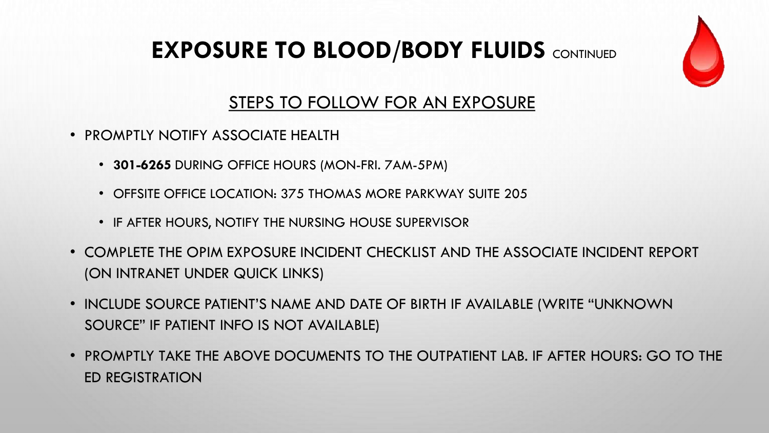# EXPOSURE TO BLOOD/BODY FLUIDS CONTINUED

## STEPS TO FOLLOW FOR AN EXPOSURE

- PROMPTLY NOTIFY ASSOCIATE HEALTH
  - **301-6265** DURING OFFICE HOURS (MON-FRI. 7AM-5PM)
  - OFFSITE OFFICE LOCATION: 375 THOMAS MORE PARKWAY SUITE 205
  - IF AFTER HOURS, NOTIFY THE NURSING HOUSE SUPERVISOR
- COMPLETE THE OPIM EXPOSURE INCIDENT CHECKLIST AND THE ASSOCIATE INCIDENT REPORT (ON INTRANET UNDER QUICK LINKS)
- INCLUDE SOURCE PATIENT'S NAME AND DATE OF BIRTH IF AVAILABLE (WRITE "UNKNOWN SOURCE" IF PATIENT INFO IS NOT AVAILABLE)
- PROMPTLY TAKE THE ABOVE DOCUMENTS TO THE OUTPATIENT LAB. IF AFTER HOURS: GO TO THE ED REGISTRATION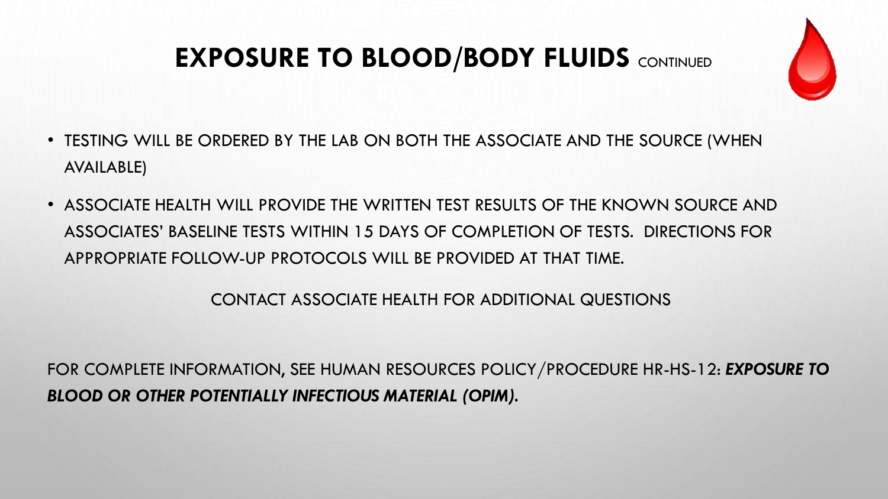# EXPOSURE TO BLOOD/BODY FLUIDS CONTINUED

- TESTING WILL BE ORDERED BY THE LAB ON BOTH THE ASSOCIATE AND THE SOURCE (WHEN AVAILABLE)
- ASSOCIATE HEALTH WILL PROVIDE THE WRITTEN TEST RESULTS OF THE KNOWN SOURCE AND ASSOCIATES' BASELINE TESTS WITHIN 15 DAYS OF COMPLETION OF TESTS. DIRECTIONS FOR APPROPRIATE FOLLOW-UP PROTOCOLS WILL BE PROVIDED AT THAT TIME.

CONTACT ASSOCIATE HEALTH FOR ADDITIONAL QUESTIONS

FOR COMPLETE INFORMATION, SEE HUMAN RESOURCES POLICY/PROCEDURE HR-HS-12: ***EXPOSURE TO BLOOD OR OTHER POTENTIALLY INFECTIOUS MATERIAL (OPIM).***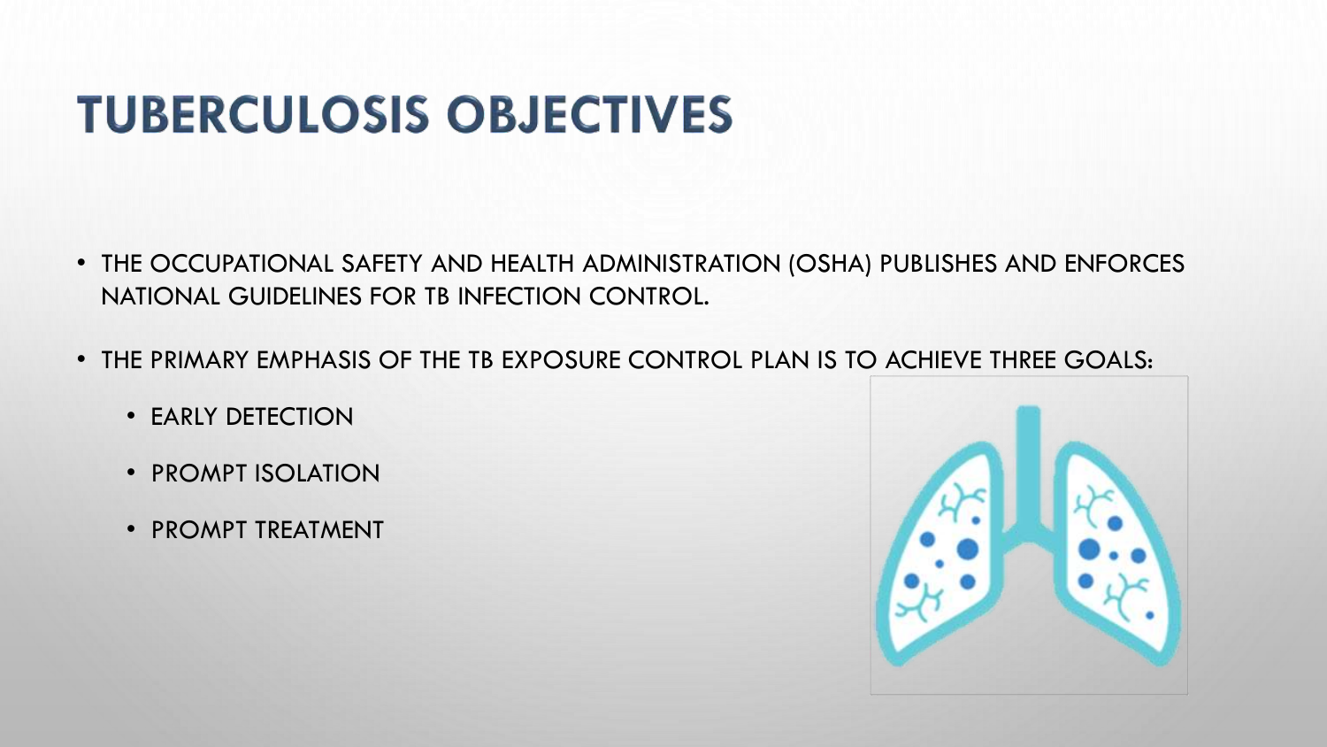# TUBERCULOSIS OBJECTIVES

- THE OCCUPATIONAL SAFETY AND HEALTH ADMINISTRATION (OSHA) PUBLISHES AND ENFORCES NATIONAL GUIDELINES FOR TB INFECTION CONTROL.
- THE PRIMARY EMPHASIS OF THE TB EXPOSURE CONTROL PLAN IS TO ACHIEVE THREE GOALS:
  - EARLY DETECTION
  - PROMPT ISOLATION
  - PROMPT TREATMENT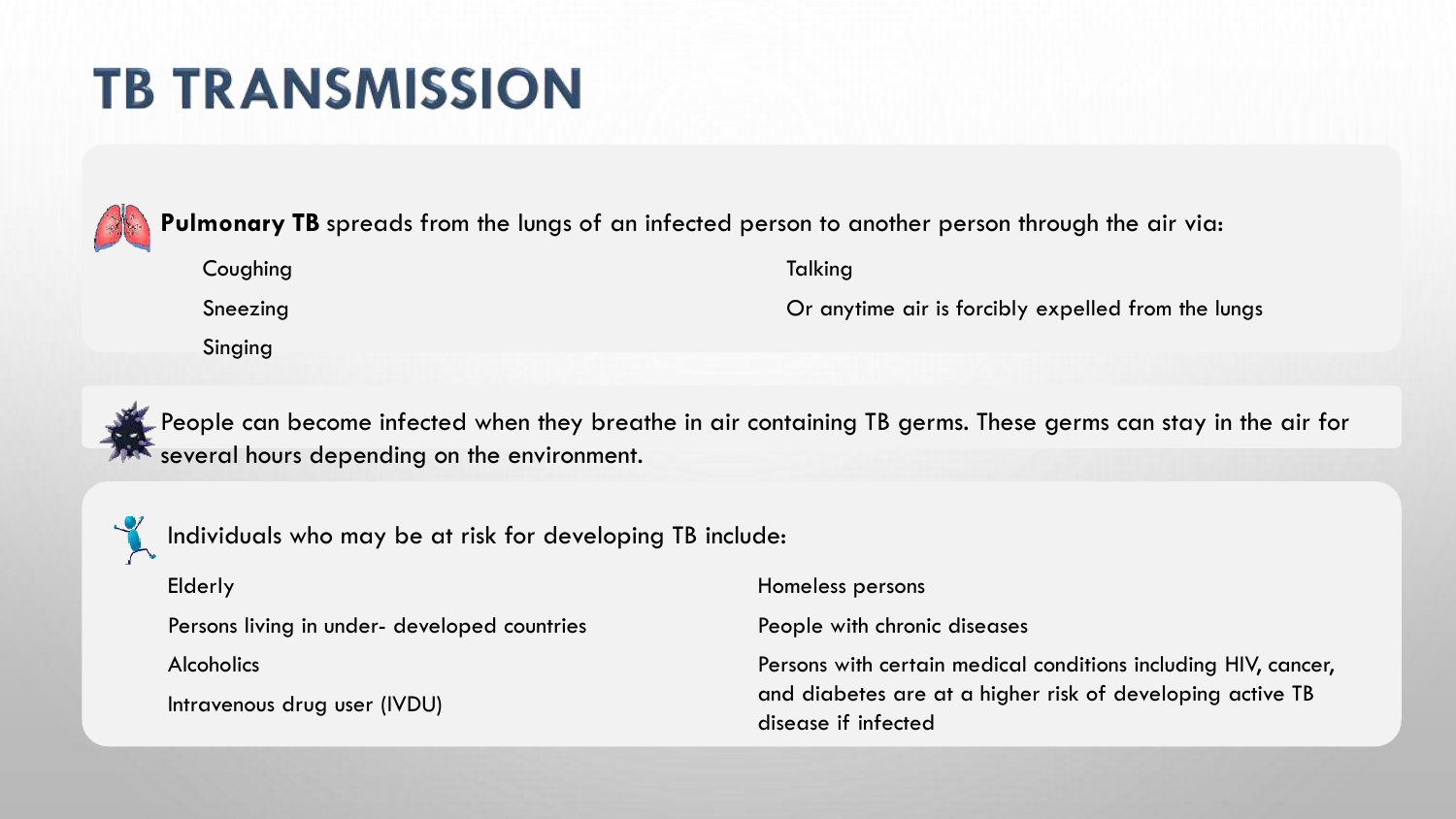# TB TRANSMISSION

**Pulmonary TB** spreads from the lungs of an infected person to another person through the air via:

- Coughing
- Sneezing
- Singing
- Talking
- Or anytime air is forcibly expelled from the lungs

People can become infected when they breathe in air containing TB germs. These germs can stay in the air for several hours depending on the environment.

Individuals who may be at risk for developing TB include:

- Elderly
- Persons living in under- developed countries
- Alcoholics
- Intravenous drug user (IVDU)
- Homeless persons
- People with chronic diseases
- Persons with certain medical conditions including HIV, cancer, and diabetes are at a higher risk of developing active TB disease if infected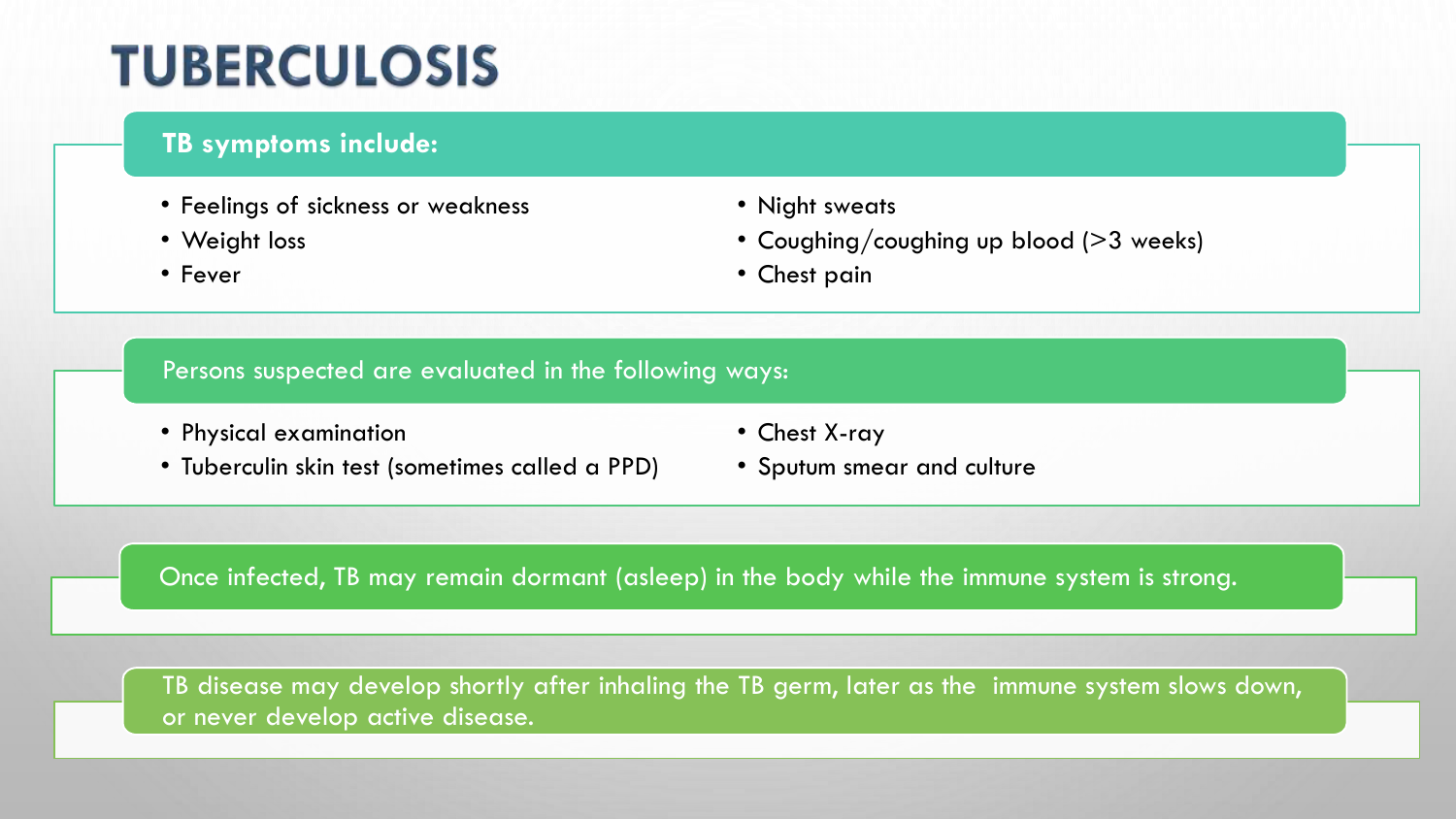# TUBERCULOSIS

## TB symptoms include:

- Feelings of sickness or weakness
- Weight loss
- Fever
- Night sweats
- Coughing/coughing up blood (>3 weeks)
- Chest pain

## Persons suspected are evaluated in the following ways:

- Physical examination
- Tuberculin skin test (sometimes called a PPD)
- Chest X-ray
- Sputum smear and culture

Once infected, TB may remain dormant (asleep) in the body while the immune system is strong.

TB disease may develop shortly after inhaling the TB germ, later as the immune system slows down, or never develop active disease.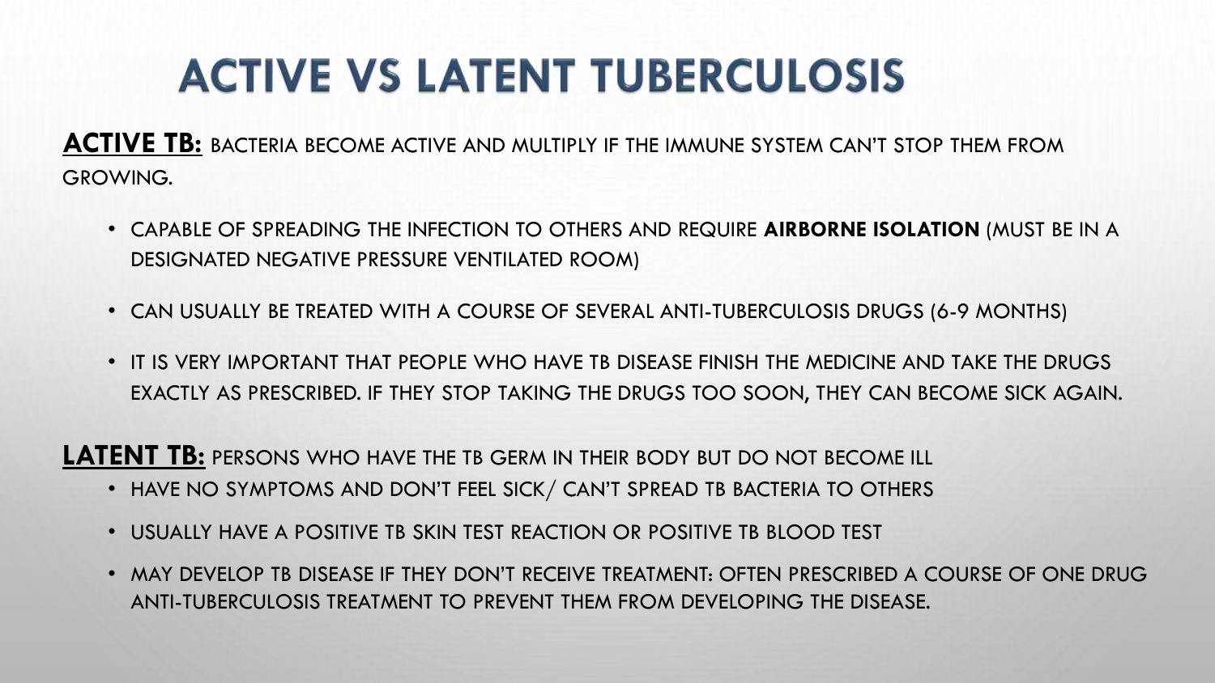# ACTIVE VS LATENT TUBERCULOSIS

**ACTIVE TB:** BACTERIA BECOME ACTIVE AND MULTIPLY IF THE IMMUNE SYSTEM CAN'T STOP THEM FROM GROWING.

- CAPABLE OF SPREADING THE INFECTION TO OTHERS AND REQUIRE **AIRBORNE ISOLATION** (MUST BE IN A DESIGNATED NEGATIVE PRESSURE VENTILATED ROOM)
- CAN USUALLY BE TREATED WITH A COURSE OF SEVERAL ANTI-TUBERCULOSIS DRUGS (6-9 MONTHS)
- IT IS VERY IMPORTANT THAT PEOPLE WHO HAVE TB DISEASE FINISH THE MEDICINE AND TAKE THE DRUGS EXACTLY AS PRESCRIBED. IF THEY STOP TAKING THE DRUGS TOO SOON, THEY CAN BECOME SICK AGAIN.

**LATENT TB:** PERSONS WHO HAVE THE TB GERM IN THEIR BODY BUT DO NOT BECOME ILL

- HAVE NO SYMPTOMS AND DON'T FEEL SICK/ CAN'T SPREAD TB BACTERIA TO OTHERS
- USUALLY HAVE A POSITIVE TB SKIN TEST REACTION OR POSITIVE TB BLOOD TEST
- MAY DEVELOP TB DISEASE IF THEY DON'T RECEIVE TREATMENT: OFTEN PRESCRIBED A COURSE OF ONE DRUG ANTI-TUBERCULOSIS TREATMENT TO PREVENT THEM FROM DEVELOPING THE DISEASE.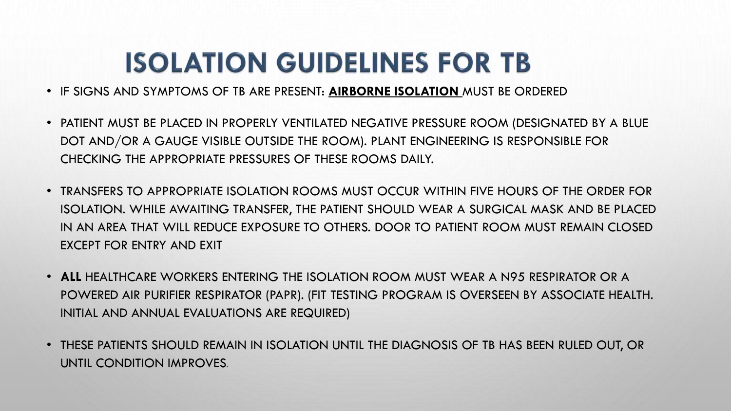# ISOLATION GUIDELINES FOR TB

- IF SIGNS AND SYMPTOMS OF TB ARE PRESENT: **AIRBORNE ISOLATION** MUST BE ORDERED
- PATIENT MUST BE PLACED IN PROPERLY VENTILATED NEGATIVE PRESSURE ROOM (DESIGNATED BY A BLUE DOT AND/OR A GAUGE VISIBLE OUTSIDE THE ROOM). PLANT ENGINEERING IS RESPONSIBLE FOR CHECKING THE APPROPRIATE PRESSURES OF THESE ROOMS DAILY.
- TRANSFERS TO APPROPRIATE ISOLATION ROOMS MUST OCCUR WITHIN FIVE HOURS OF THE ORDER FOR ISOLATION. WHILE AWAITING TRANSFER, THE PATIENT SHOULD WEAR A SURGICAL MASK AND BE PLACED IN AN AREA THAT WILL REDUCE EXPOSURE TO OTHERS. DOOR TO PATIENT ROOM MUST REMAIN CLOSED EXCEPT FOR ENTRY AND EXIT
- **ALL** HEALTHCARE WORKERS ENTERING THE ISOLATION ROOM MUST WEAR A N95 RESPIRATOR OR A POWERED AIR PURIFIER RESPIRATOR (PAPR). (FIT TESTING PROGRAM IS OVERSEEN BY ASSOCIATE HEALTH. INITIAL AND ANNUAL EVALUATIONS ARE REQUIRED)
- THESE PATIENTS SHOULD REMAIN IN ISOLATION UNTIL THE DIAGNOSIS OF TB HAS BEEN RULED OUT, OR UNTIL CONDITION IMPROVES.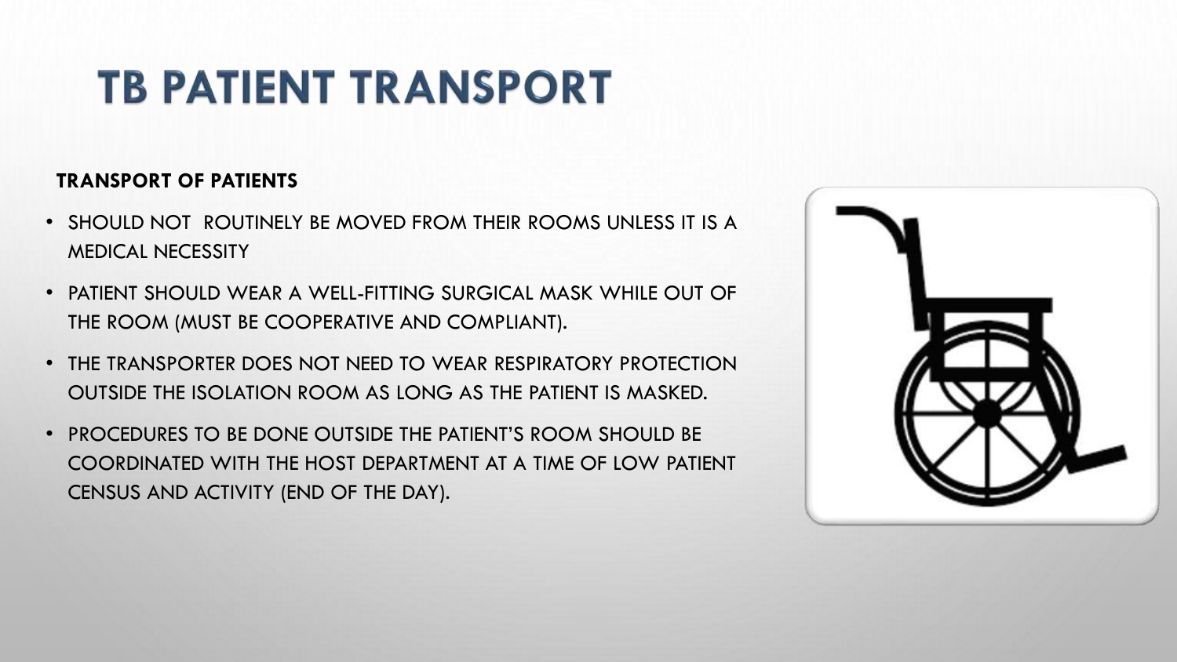# TB PATIENT TRANSPORT

**TRANSPORT OF PATIENTS**

- SHOULD NOT ROUTINELY BE MOVED FROM THEIR ROOMS UNLESS IT IS A MEDICAL NECESSITY
- PATIENT SHOULD WEAR A WELL-FITTING SURGICAL MASK WHILE OUT OF THE ROOM (MUST BE COOPERATIVE AND COMPLIANT).
- THE TRANSPORTER DOES NOT NEED TO WEAR RESPIRATORY PROTECTION OUTSIDE THE ISOLATION ROOM AS LONG AS THE PATIENT IS MASKED.
- PROCEDURES TO BE DONE OUTSIDE THE PATIENT'S ROOM SHOULD BE COORDINATED WITH THE HOST DEPARTMENT AT A TIME OF LOW PATIENT CENSUS AND ACTIVITY (END OF THE DAY).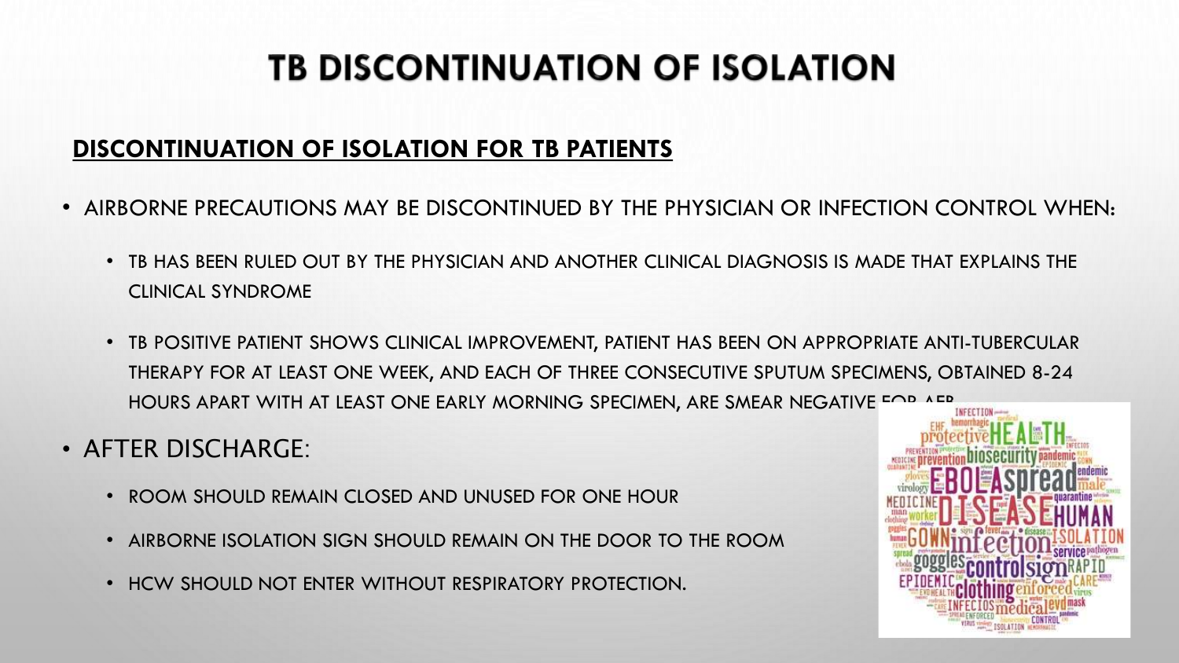# TB DISCONTINUATION OF ISOLATION

## DISCONTINUATION OF ISOLATION FOR TB PATIENTS

- AIRBORNE PRECAUTIONS MAY BE DISCONTINUED BY THE PHYSICIAN OR INFECTION CONTROL WHEN:
  - TB HAS BEEN RULED OUT BY THE PHYSICIAN AND ANOTHER CLINICAL DIAGNOSIS IS MADE THAT EXPLAINS THE CLINICAL SYNDROME
  - TB POSITIVE PATIENT SHOWS CLINICAL IMPROVEMENT, PATIENT HAS BEEN ON APPROPRIATE ANTI-TUBERCULAR THERAPY FOR AT LEAST ONE WEEK, AND EACH OF THREE CONSECUTIVE SPUTUM SPECIMENS, OBTAINED 8-24 HOURS APART WITH AT LEAST ONE EARLY MORNING SPECIMEN, ARE SMEAR NEGATIVE FOR AFB
- AFTER DISCHARGE:
  - ROOM SHOULD REMAIN CLOSED AND UNUSED FOR ONE HOUR
  - AIRBORNE ISOLATION SIGN SHOULD REMAIN ON THE DOOR TO THE ROOM
  - HCW SHOULD NOT ENTER WITHOUT RESPIRATORY PROTECTION.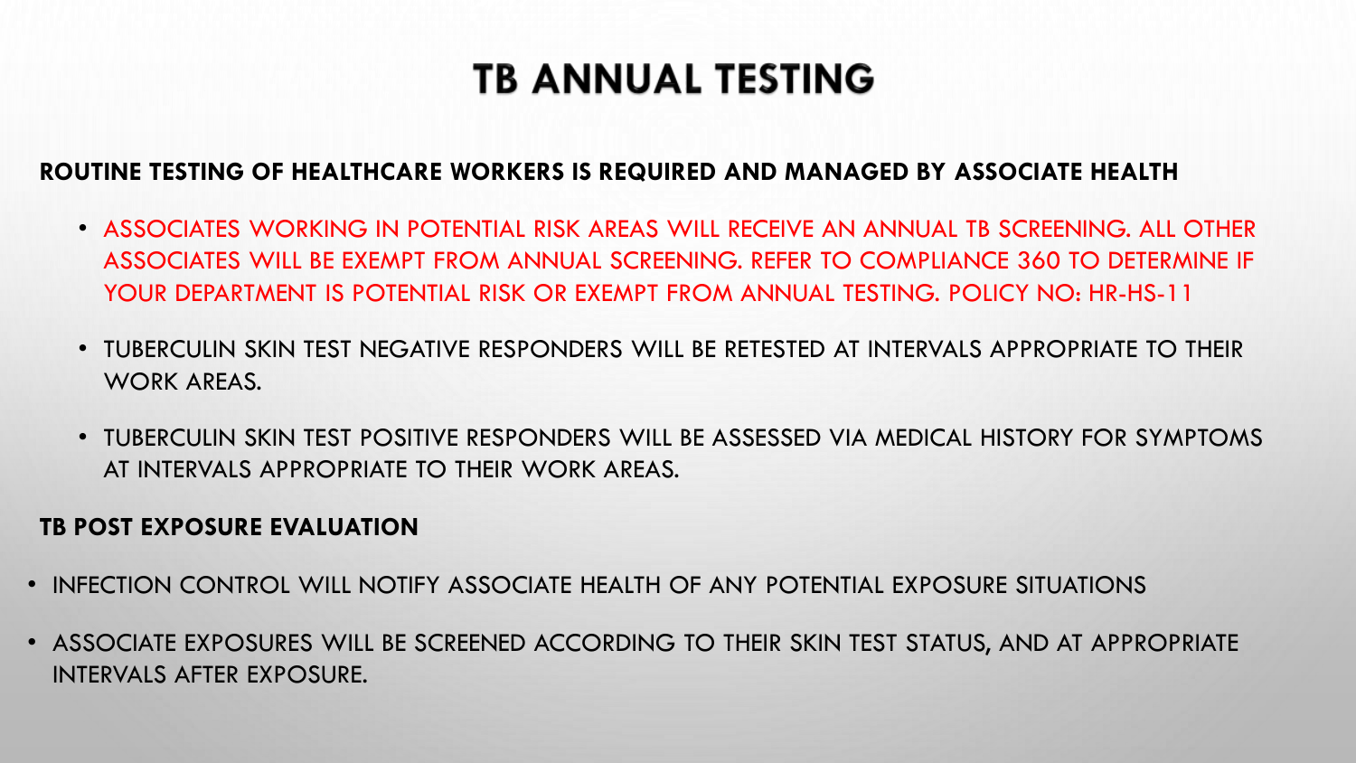# TB ANNUAL TESTING

**ROUTINE TESTING OF HEALTHCARE WORKERS IS REQUIRED AND MANAGED BY ASSOCIATE HEALTH**

- ASSOCIATES WORKING IN POTENTIAL RISK AREAS WILL RECEIVE AN ANNUAL TB SCREENING. ALL OTHER ASSOCIATES WILL BE EXEMPT FROM ANNUAL SCREENING. REFER TO COMPLIANCE 360 TO DETERMINE IF YOUR DEPARTMENT IS POTENTIAL RISK OR EXEMPT FROM ANNUAL TESTING. POLICY NO: HR-HS-11
- TUBERCULIN SKIN TEST NEGATIVE RESPONDERS WILL BE RETESTED AT INTERVALS APPROPRIATE TO THEIR WORK AREAS.
- TUBERCULIN SKIN TEST POSITIVE RESPONDERS WILL BE ASSESSED VIA MEDICAL HISTORY FOR SYMPTOMS AT INTERVALS APPROPRIATE TO THEIR WORK AREAS.

**TB POST EXPOSURE EVALUATION**

- INFECTION CONTROL WILL NOTIFY ASSOCIATE HEALTH OF ANY POTENTIAL EXPOSURE SITUATIONS
- ASSOCIATE EXPOSURES WILL BE SCREENED ACCORDING TO THEIR SKIN TEST STATUS, AND AT APPROPRIATE INTERVALS AFTER EXPOSURE.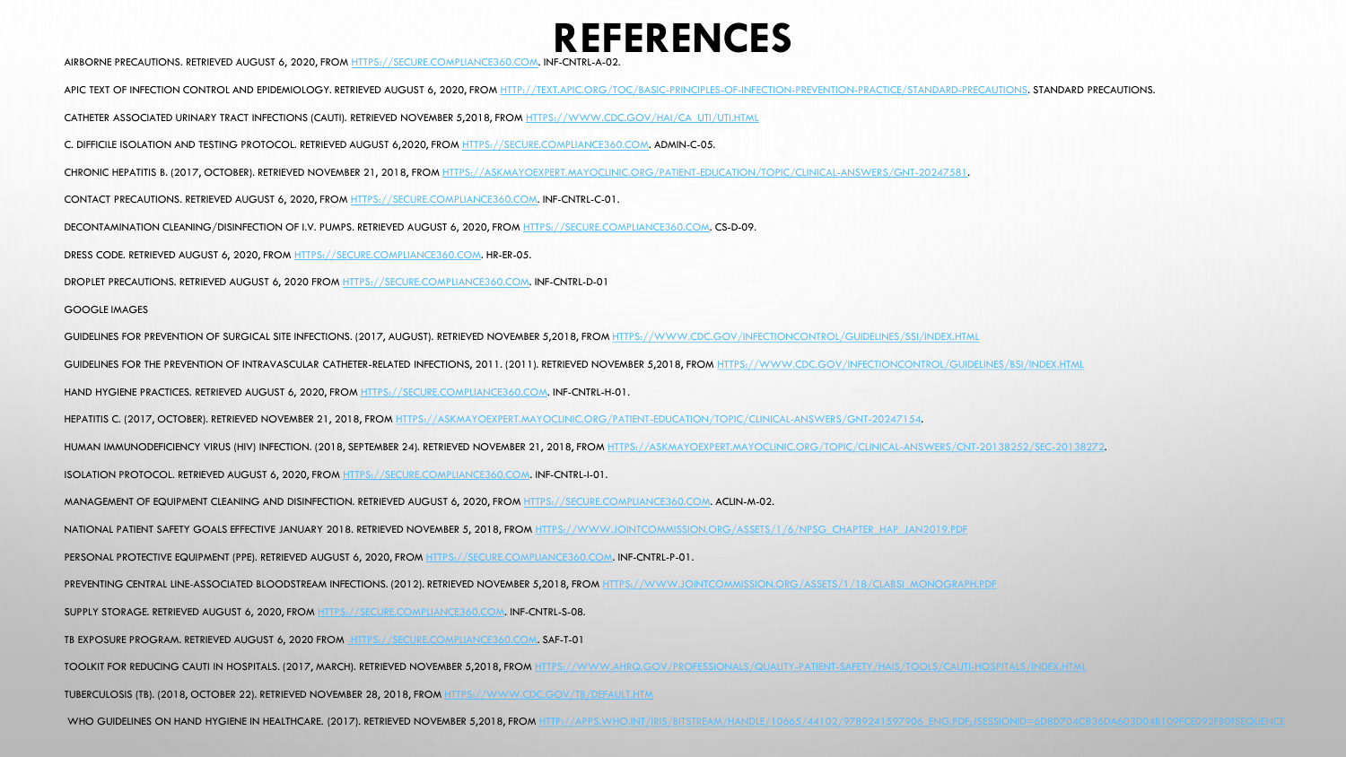# REFERENCES

AIRBORNE PRECAUTIONS. RETRIEVED AUGUST 6, 2020, FROM HTTPS://SECURE.COMPLIANCE360.COM. INF-CNTRL-A-02.

APIC TEXT OF INFECTION CONTROL AND EPIDEMIOLOGY. RETRIEVED AUGUST 6, 2020, FROM HTTP://TEXT.APIC.ORG/TOC/BASIC-PRINCIPLES-OF-INFECTION-PREVENTION-PRACTICE/STANDARD-PRECAUTIONS. STANDARD PRECAUTIONS.

CATHETER ASSOCIATED URINARY TRACT INFECTIONS (CAUTI). RETRIEVED NOVEMBER 5,2018, FROM HTTPS://WWW.CDC.GOV/HAI/CA_UTI/UTI.HTML

C. DIFFICILE ISOLATION AND TESTING PROTOCOL. RETRIEVED AUGUST 6,2020, FROM HTTPS://SECURE.COMPLIANCE360.COM. ADMIN-C-05.

CHRONIC HEPATITIS B. (2017, OCTOBER). RETRIEVED NOVEMBER 21, 2018, FROM HTTPS://ASKMAYOEXPERT.MAYOCLINIC.ORG/PATIENT-EDUCATION/TOPIC/CLINICAL-ANSWERS/GNT-20247581.

CONTACT PRECAUTIONS. RETRIEVED AUGUST 6, 2020, FROM HTTPS://SECURE.COMPLIANCE360.COM. INF-CNTRL-C-01.

DECONTAMINATION CLEANING/DISINFECTION OF I.V. PUMPS. RETRIEVED AUGUST 6, 2020, FROM HTTPS://SECURE.COMPLIANCE360.COM. CS-D-09.

DRESS CODE. RETRIEVED AUGUST 6, 2020, FROM HTTPS://SECURE.COMPLIANCE360.COM. HR-ER-05.

DROPLET PRECAUTIONS. RETRIEVED AUGUST 6, 2020 FROM HTTPS://SECURE.COMPLIANCE360.COM. INF-CNTRL-D-01

GOOGLE IMAGES

GUIDELINES FOR PREVENTION OF SURGICAL SITE INFECTIONS. (2017, AUGUST). RETRIEVED NOVEMBER 5,2018, FROM HTTPS://WWW.CDC.GOV/INFECTIONCONTROL/GUIDELINES/SSI/INDEX.HTML

GUIDELINES FOR THE PREVENTION OF INTRAVASCULAR CATHETER-RELATED INFECTIONS, 2011. (2011). RETRIEVED NOVEMBER 5,2018, FROM HTTPS://WWW.CDC.GOV/INFECTIONCONTROL/GUIDELINES/BSI/INDEX.HTML

HAND HYGIENE PRACTICES. RETRIEVED AUGUST 6, 2020, FROM HTTPS://SECURE.COMPLIANCE360.COM. INF-CNTRL-H-01.

HEPATITIS C. (2017, OCTOBER). RETRIEVED NOVEMBER 21, 2018, FROM HTTPS://ASKMAYOEXPERT.MAYOCLINIC.ORG/PATIENT-EDUCATION/TOPIC/CLINICAL-ANSWERS/GNT-20247154.

HUMAN IMMUNODEFICIENCY VIRUS (HIV) INFECTION. (2018, SEPTEMBER 24). RETRIEVED NOVEMBER 21, 2018, FROM HTTPS://ASKMAYOEXPERT.MAYOCLINIC.ORG/TOPIC/CLINICAL-ANSWERS/CNT-20138252/SEC-20138272.

ISOLATION PROTOCOL. RETRIEVED AUGUST 6, 2020, FROM HTTPS://SECURE.COMPLIANCE360.COM. INF-CNTRL-I-01.

MANAGEMENT OF EQUIPMENT CLEANING AND DISINFECTION. RETRIEVED AUGUST 6, 2020, FROM HTTPS://SECURE.COMPLIANCE360.COM. ACLIN-M-02.

NATIONAL PATIENT SAFETY GOALS EFFECTIVE JANUARY 2018. RETRIEVED NOVEMBER 5, 2018, FROM HTTPS://WWW.JOINTCOMMISSION.ORG/ASSETS/1/6/NPSG_CHAPTER_HAP_JAN2019.PDF

PERSONAL PROTECTIVE EQUIPMENT (PPE). RETRIEVED AUGUST 6, 2020, FROM HTTPS://SECURE.COMPLIANCE360.COM. INF-CNTRL-P-01.

PREVENTING CENTRAL LINE-ASSOCIATED BLOODSTREAM INFECTIONS. (2012). RETRIEVED NOVEMBER 5,2018, FROM HTTPS://WWW.JOINTCOMMISSION.ORG/ASSETS/1/18/CLABSI_MONOGRAPH.PDF

SUPPLY STORAGE. RETRIEVED AUGUST 6, 2020, FROM HTTPS://SECURE.COMPLIANCE360.COM. INF-CNTRL-S-08.

TB EXPOSURE PROGRAM. RETRIEVED AUGUST 6, 2020 FROM HTTPS://SECURE.COMPLIANCE360.COM. SAF-T-01

TOOLKIT FOR REDUCING CAUTI IN HOSPITALS. (2017, MARCH). RETRIEVED NOVEMBER 5,2018, FROM HTTPS://WWW.AHRQ.GOV/PROFESSIONALS/QUALITY-PATIENT-SAFETY/HAIS/TOOLS/CAUTI-HOSPITALS/INDEX.HTML

TUBERCULOSIS (TB). (2018, OCTOBER 22). RETRIEVED NOVEMBER 28, 2018, FROM HTTPS://WWW.CDC.GOV/TB/DEFAULT.HTM

WHO GUIDELINES ON HAND HYGIENE IN HEALTHCARE. (2017). RETRIEVED NOVEMBER 5,2018, FROM HTTP://APPS.WHO.INT/IRIS/BITSTREAM/HANDLE/10665/44102/9789241597906_ENG.PDF;JSESSIONID=6D8D704C836DA603D04B109FCE092F80?SEQUENCE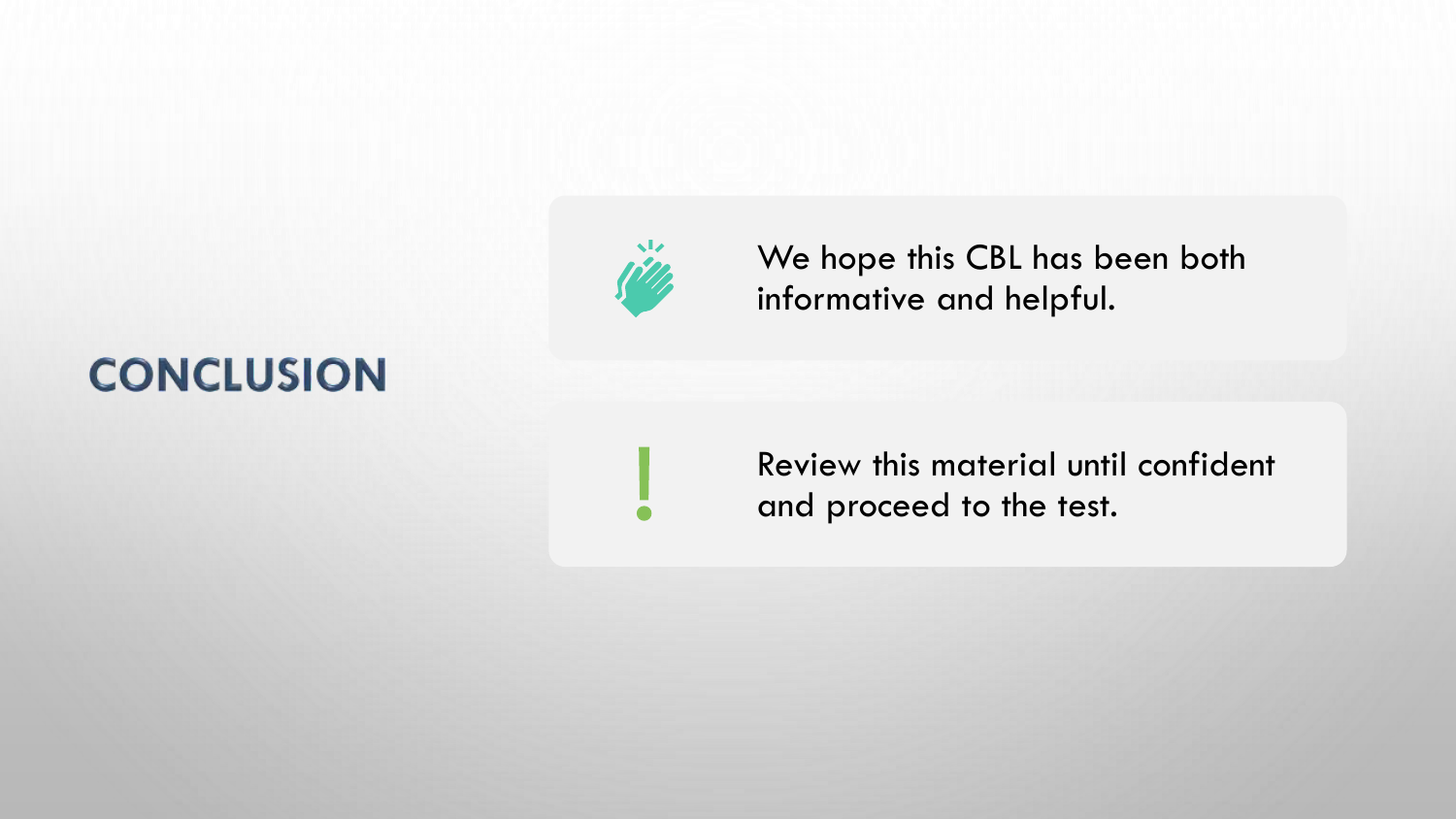# CONCLUSION

- We hope this CBL has been both informative and helpful.
- Review this material until confident and proceed to the test.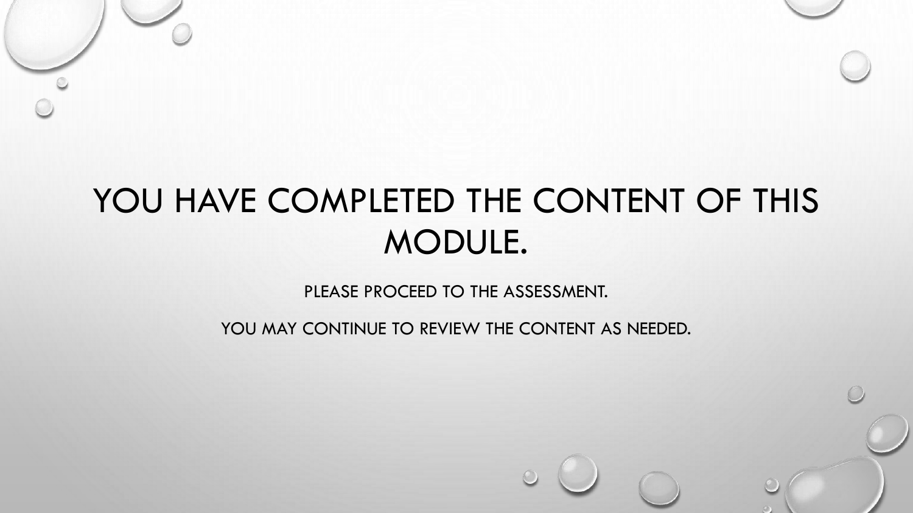# YOU HAVE COMPLETED THE CONTENT OF THIS MODULE.

PLEASE PROCEED TO THE ASSESSMENT.

YOU MAY CONTINUE TO REVIEW THE CONTENT AS NEEDED.